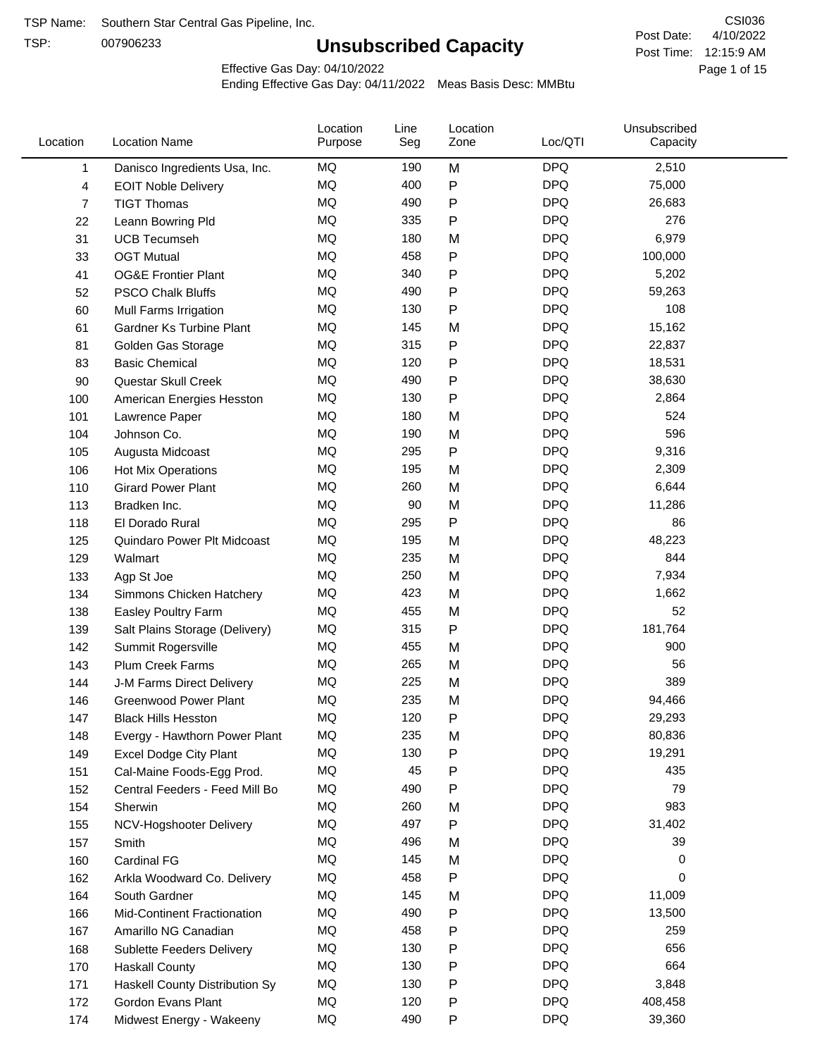TSP Name: Southern Star Central Gas Pipeline, Inc.

TSP: 007906233

# Unsubscribed Capacity

CSI036

Post Date: 4/10/2022

Post Time: 12:15:9 AM

Effective Gas Day: 04/10/2022

Ending Effective Gas Day: 04/11/2022 Meas Basis Desc: MMBtu

| Location | Location Name | Location Purpose | Line Seg | Location Zone | Loc/QTI | Unsubscribed Capacity |
|---|---|---|---|---|---|---|
| 1 | Danisco Ingredients Usa, Inc. | MQ | 190 | M | DPQ | 2,510 |
| 4 | EOIT Noble Delivery | MQ | 400 | P | DPQ | 75,000 |
| 7 | TIGT Thomas | MQ | 490 | P | DPQ | 26,683 |
| 22 | Leann Bowring Pld | MQ | 335 | P | DPQ | 276 |
| 31 | UCB Tecumseh | MQ | 180 | M | DPQ | 6,979 |
| 33 | OGT Mutual | MQ | 458 | P | DPQ | 100,000 |
| 41 | OG&E Frontier Plant | MQ | 340 | P | DPQ | 5,202 |
| 52 | PSCO Chalk Bluffs | MQ | 490 | P | DPQ | 59,263 |
| 60 | Mull Farms Irrigation | MQ | 130 | P | DPQ | 108 |
| 61 | Gardner Ks Turbine Plant | MQ | 145 | M | DPQ | 15,162 |
| 81 | Golden Gas Storage | MQ | 315 | P | DPQ | 22,837 |
| 83 | Basic Chemical | MQ | 120 | P | DPQ | 18,531 |
| 90 | Questar Skull Creek | MQ | 490 | P | DPQ | 38,630 |
| 100 | American Energies Hesston | MQ | 130 | P | DPQ | 2,864 |
| 101 | Lawrence Paper | MQ | 180 | M | DPQ | 524 |
| 104 | Johnson Co. | MQ | 190 | M | DPQ | 596 |
| 105 | Augusta Midcoast | MQ | 295 | P | DPQ | 9,316 |
| 106 | Hot Mix Operations | MQ | 195 | M | DPQ | 2,309 |
| 110 | Girard Power Plant | MQ | 260 | M | DPQ | 6,644 |
| 113 | Bradken Inc. | MQ | 90 | M | DPQ | 11,286 |
| 118 | El Dorado Rural | MQ | 295 | P | DPQ | 86 |
| 125 | Quindaro Power Plt Midcoast | MQ | 195 | M | DPQ | 48,223 |
| 129 | Walmart | MQ | 235 | M | DPQ | 844 |
| 133 | Agp St Joe | MQ | 250 | M | DPQ | 7,934 |
| 134 | Simmons Chicken Hatchery | MQ | 423 | M | DPQ | 1,662 |
| 138 | Easley Poultry Farm | MQ | 455 | M | DPQ | 52 |
| 139 | Salt Plains Storage (Delivery) | MQ | 315 | P | DPQ | 181,764 |
| 142 | Summit Rogersville | MQ | 455 | M | DPQ | 900 |
| 143 | Plum Creek Farms | MQ | 265 | M | DPQ | 56 |
| 144 | J-M Farms Direct Delivery | MQ | 225 | M | DPQ | 389 |
| 146 | Greenwood Power Plant | MQ | 235 | M | DPQ | 94,466 |
| 147 | Black Hills Hesston | MQ | 120 | P | DPQ | 29,293 |
| 148 | Evergy - Hawthorn Power Plant | MQ | 235 | M | DPQ | 80,836 |
| 149 | Excel Dodge City Plant | MQ | 130 | P | DPQ | 19,291 |
| 151 | Cal-Maine Foods-Egg Prod. | MQ | 45 | P | DPQ | 435 |
| 152 | Central Feeders - Feed Mill Bo | MQ | 490 | P | DPQ | 79 |
| 154 | Sherwin | MQ | 260 | M | DPQ | 983 |
| 155 | NCV-Hogshooter Delivery | MQ | 497 | P | DPQ | 31,402 |
| 157 | Smith | MQ | 496 | M | DPQ | 39 |
| 160 | Cardinal FG | MQ | 145 | M | DPQ | 0 |
| 162 | Arkla Woodward Co. Delivery | MQ | 458 | P | DPQ | 0 |
| 164 | South Gardner | MQ | 145 | M | DPQ | 11,009 |
| 166 | Mid-Continent Fractionation | MQ | 490 | P | DPQ | 13,500 |
| 167 | Amarillo NG Canadian | MQ | 458 | P | DPQ | 259 |
| 168 | Sublette Feeders Delivery | MQ | 130 | P | DPQ | 656 |
| 170 | Haskall County | MQ | 130 | P | DPQ | 664 |
| 171 | Haskall County Distribution Sy | MQ | 130 | P | DPQ | 3,848 |
| 172 | Gordon Evans Plant | MQ | 120 | P | DPQ | 408,458 |
| 174 | Midwest Energy - Wakeeny | MQ | 490 | P | DPQ | 39,360 |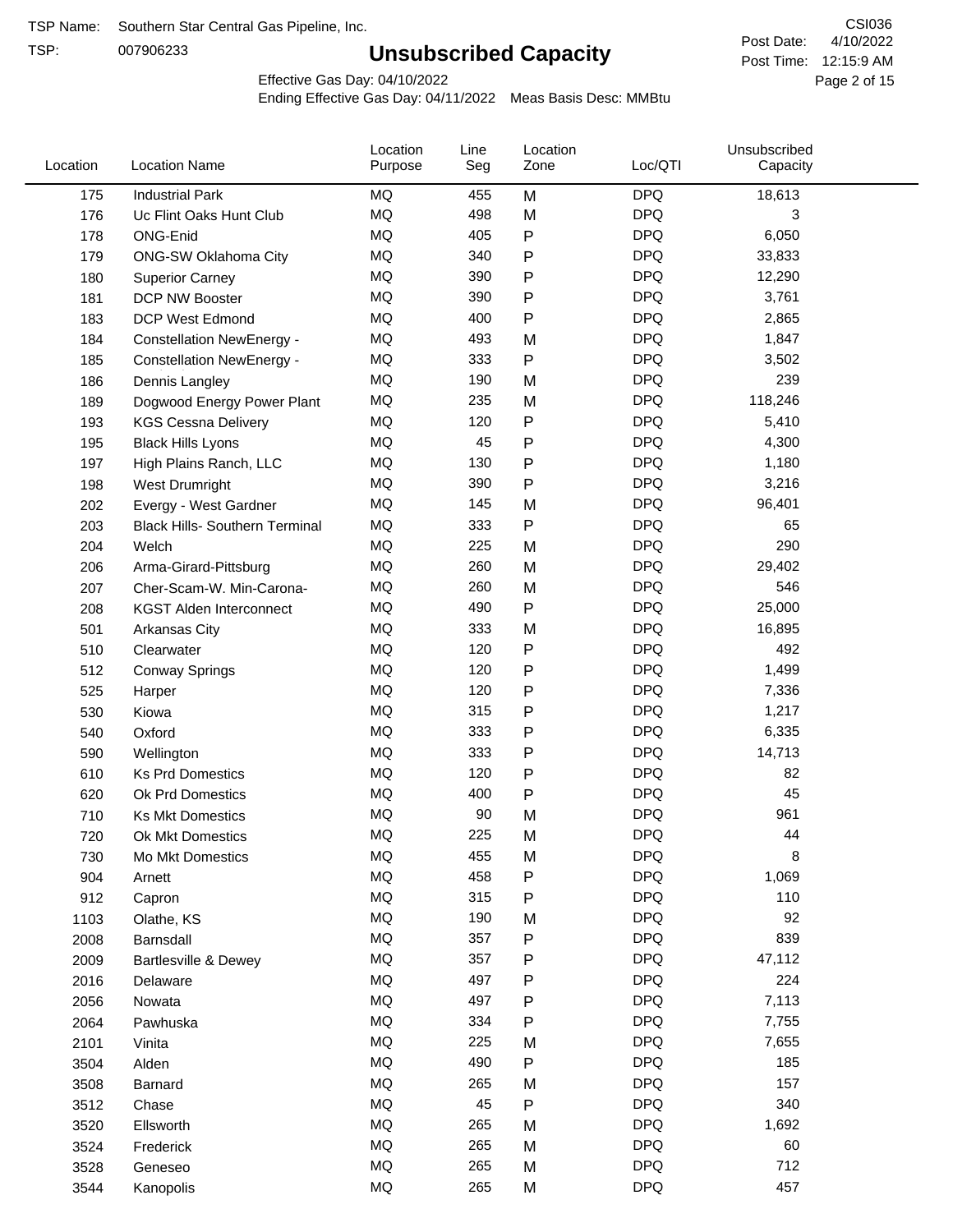TSP Name: Southern Star Central Gas Pipeline, Inc.

TSP: 007906233

# Unsubscribed Capacity

CSI036

Post Date: 4/10/2022

Post Time: 12:15:9 AM

Effective Gas Day: 04/10/2022

Ending Effective Gas Day: 04/11/2022 Meas Basis Desc: MMBtu

| Location | Location Name | Location Purpose | Line Seg | Location Zone | Loc/QTI | Unsubscribed Capacity |
|---|---|---|---|---|---|---|
| 175 | Industrial Park | MQ | 455 | M | DPQ | 18,613 |
| 176 | Uc Flint Oaks Hunt Club | MQ | 498 | M | DPQ | 3 |
| 178 | ONG-Enid | MQ | 405 | P | DPQ | 6,050 |
| 179 | ONG-SW Oklahoma City | MQ | 340 | P | DPQ | 33,833 |
| 180 | Superior Carney | MQ | 390 | P | DPQ | 12,290 |
| 181 | DCP NW Booster | MQ | 390 | P | DPQ | 3,761 |
| 183 | DCP West Edmond | MQ | 400 | P | DPQ | 2,865 |
| 184 | Constellation NewEnergy - | MQ | 493 | M | DPQ | 1,847 |
| 185 | Constellation NewEnergy - | MQ | 333 | P | DPQ | 3,502 |
| 186 | Dennis Langley | MQ | 190 | M | DPQ | 239 |
| 189 | Dogwood Energy Power Plant | MQ | 235 | M | DPQ | 118,246 |
| 193 | KGS Cessna Delivery | MQ | 120 | P | DPQ | 5,410 |
| 195 | Black Hills Lyons | MQ | 45 | P | DPQ | 4,300 |
| 197 | High Plains Ranch, LLC | MQ | 130 | P | DPQ | 1,180 |
| 198 | West Drumright | MQ | 390 | P | DPQ | 3,216 |
| 202 | Evergy - West Gardner | MQ | 145 | M | DPQ | 96,401 |
| 203 | Black Hills- Southern Terminal | MQ | 333 | P | DPQ | 65 |
| 204 | Welch | MQ | 225 | M | DPQ | 290 |
| 206 | Arma-Girard-Pittsburg | MQ | 260 | M | DPQ | 29,402 |
| 207 | Cher-Scam-W. Min-Carona- | MQ | 260 | M | DPQ | 546 |
| 208 | KGST Alden Interconnect | MQ | 490 | P | DPQ | 25,000 |
| 501 | Arkansas City | MQ | 333 | M | DPQ | 16,895 |
| 510 | Clearwater | MQ | 120 | P | DPQ | 492 |
| 512 | Conway Springs | MQ | 120 | P | DPQ | 1,499 |
| 525 | Harper | MQ | 120 | P | DPQ | 7,336 |
| 530 | Kiowa | MQ | 315 | P | DPQ | 1,217 |
| 540 | Oxford | MQ | 333 | P | DPQ | 6,335 |
| 590 | Wellington | MQ | 333 | P | DPQ | 14,713 |
| 610 | Ks Prd Domestics | MQ | 120 | P | DPQ | 82 |
| 620 | Ok Prd Domestics | MQ | 400 | P | DPQ | 45 |
| 710 | Ks Mkt Domestics | MQ | 90 | M | DPQ | 961 |
| 720 | Ok Mkt Domestics | MQ | 225 | M | DPQ | 44 |
| 730 | Mo Mkt Domestics | MQ | 455 | M | DPQ | 8 |
| 904 | Arnett | MQ | 458 | P | DPQ | 1,069 |
| 912 | Capron | MQ | 315 | P | DPQ | 110 |
| 1103 | Olathe, KS | MQ | 190 | M | DPQ | 92 |
| 2008 | Barnsdall | MQ | 357 | P | DPQ | 839 |
| 2009 | Bartlesville & Dewey | MQ | 357 | P | DPQ | 47,112 |
| 2016 | Delaware | MQ | 497 | P | DPQ | 224 |
| 2056 | Nowata | MQ | 497 | P | DPQ | 7,113 |
| 2064 | Pawhuska | MQ | 334 | P | DPQ | 7,755 |
| 2101 | Vinita | MQ | 225 | M | DPQ | 7,655 |
| 3504 | Alden | MQ | 490 | P | DPQ | 185 |
| 3508 | Barnard | MQ | 265 | M | DPQ | 157 |
| 3512 | Chase | MQ | 45 | P | DPQ | 340 |
| 3520 | Ellsworth | MQ | 265 | M | DPQ | 1,692 |
| 3524 | Frederick | MQ | 265 | M | DPQ | 60 |
| 3528 | Geneseo | MQ | 265 | M | DPQ | 712 |
| 3544 | Kanopolis | MQ | 265 | M | DPQ | 457 |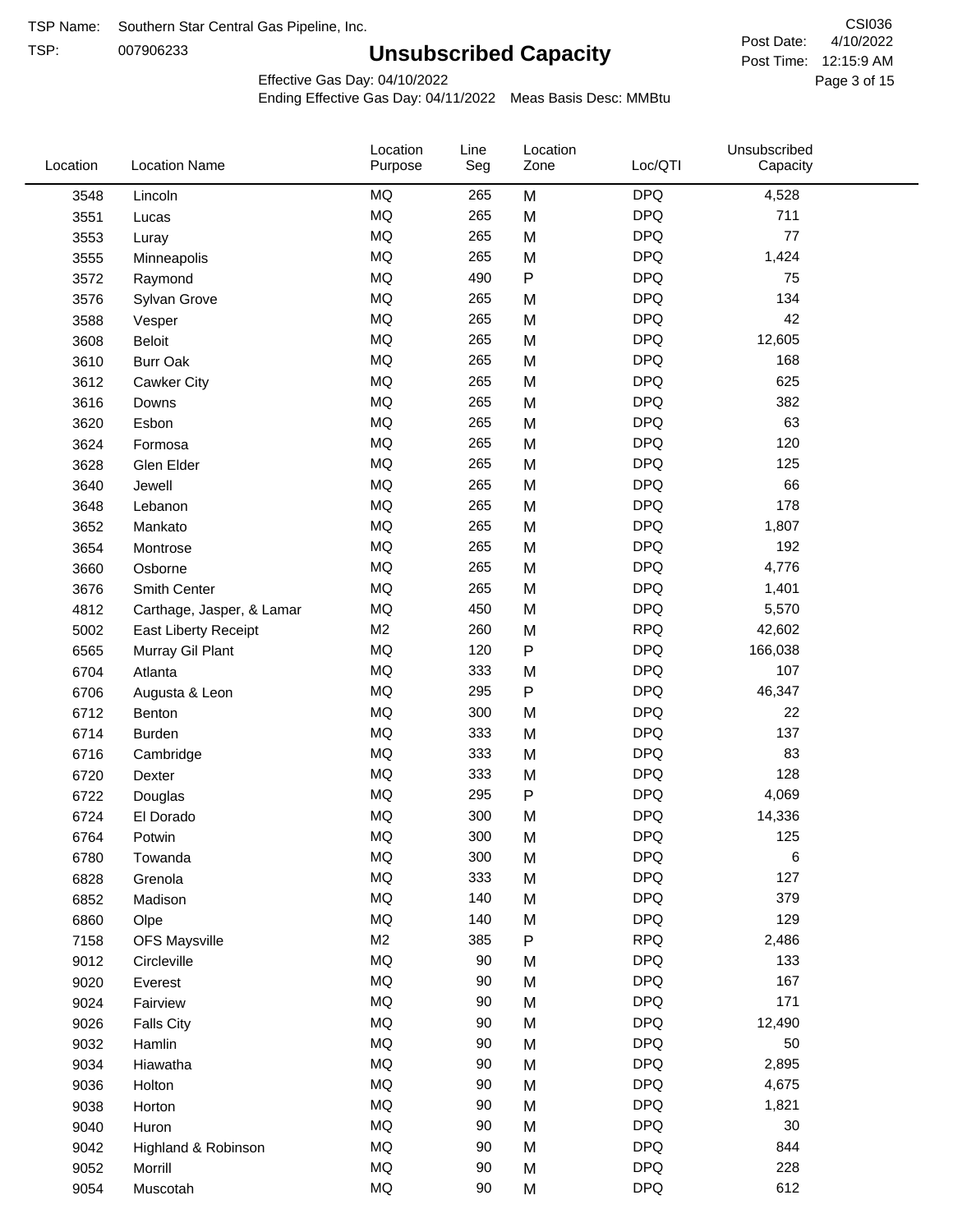TSP Name: Southern Star Central Gas Pipeline, Inc.

TSP: 007906233

# Unsubscribed Capacity

CSI036

Post Date: 4/10/2022

Post Time: 12:15:9 AM

Effective Gas Day: 04/10/2022

Ending Effective Gas Day: 04/11/2022 Meas Basis Desc: MMBtu

| Location | Location Name | Location Purpose | Line Seg | Location Zone | Loc/QTI | Unsubscribed Capacity |
|---|---|---|---|---|---|---|
| 3548 | Lincoln | MQ | 265 | M | DPQ | 4,528 |
| 3551 | Lucas | MQ | 265 | M | DPQ | 711 |
| 3553 | Luray | MQ | 265 | M | DPQ | 77 |
| 3555 | Minneapolis | MQ | 265 | M | DPQ | 1,424 |
| 3572 | Raymond | MQ | 490 | P | DPQ | 75 |
| 3576 | Sylvan Grove | MQ | 265 | M | DPQ | 134 |
| 3588 | Vesper | MQ | 265 | M | DPQ | 42 |
| 3608 | Beloit | MQ | 265 | M | DPQ | 12,605 |
| 3610 | Burr Oak | MQ | 265 | M | DPQ | 168 |
| 3612 | Cawker City | MQ | 265 | M | DPQ | 625 |
| 3616 | Downs | MQ | 265 | M | DPQ | 382 |
| 3620 | Esbon | MQ | 265 | M | DPQ | 63 |
| 3624 | Formosa | MQ | 265 | M | DPQ | 120 |
| 3628 | Glen Elder | MQ | 265 | M | DPQ | 125 |
| 3640 | Jewell | MQ | 265 | M | DPQ | 66 |
| 3648 | Lebanon | MQ | 265 | M | DPQ | 178 |
| 3652 | Mankato | MQ | 265 | M | DPQ | 1,807 |
| 3654 | Montrose | MQ | 265 | M | DPQ | 192 |
| 3660 | Osborne | MQ | 265 | M | DPQ | 4,776 |
| 3676 | Smith Center | MQ | 265 | M | DPQ | 1,401 |
| 4812 | Carthage, Jasper, & Lamar | MQ | 450 | M | DPQ | 5,570 |
| 5002 | East Liberty Receipt | M2 | 260 | M | RPQ | 42,602 |
| 6565 | Murray Gil Plant | MQ | 120 | P | DPQ | 166,038 |
| 6704 | Atlanta | MQ | 333 | M | DPQ | 107 |
| 6706 | Augusta & Leon | MQ | 295 | P | DPQ | 46,347 |
| 6712 | Benton | MQ | 300 | M | DPQ | 22 |
| 6714 | Burden | MQ | 333 | M | DPQ | 137 |
| 6716 | Cambridge | MQ | 333 | M | DPQ | 83 |
| 6720 | Dexter | MQ | 333 | M | DPQ | 128 |
| 6722 | Douglas | MQ | 295 | P | DPQ | 4,069 |
| 6724 | El Dorado | MQ | 300 | M | DPQ | 14,336 |
| 6764 | Potwin | MQ | 300 | M | DPQ | 125 |
| 6780 | Towanda | MQ | 300 | M | DPQ | 6 |
| 6828 | Grenola | MQ | 333 | M | DPQ | 127 |
| 6852 | Madison | MQ | 140 | M | DPQ | 379 |
| 6860 | Olpe | MQ | 140 | M | DPQ | 129 |
| 7158 | OFS Maysville | M2 | 385 | P | RPQ | 2,486 |
| 9012 | Circleville | MQ | 90 | M | DPQ | 133 |
| 9020 | Everest | MQ | 90 | M | DPQ | 167 |
| 9024 | Fairview | MQ | 90 | M | DPQ | 171 |
| 9026 | Falls City | MQ | 90 | M | DPQ | 12,490 |
| 9032 | Hamlin | MQ | 90 | M | DPQ | 50 |
| 9034 | Hiawatha | MQ | 90 | M | DPQ | 2,895 |
| 9036 | Holton | MQ | 90 | M | DPQ | 4,675 |
| 9038 | Horton | MQ | 90 | M | DPQ | 1,821 |
| 9040 | Huron | MQ | 90 | M | DPQ | 30 |
| 9042 | Highland & Robinson | MQ | 90 | M | DPQ | 844 |
| 9052 | Morrill | MQ | 90 | M | DPQ | 228 |
| 9054 | Muscotah | MQ | 90 | M | DPQ | 612 |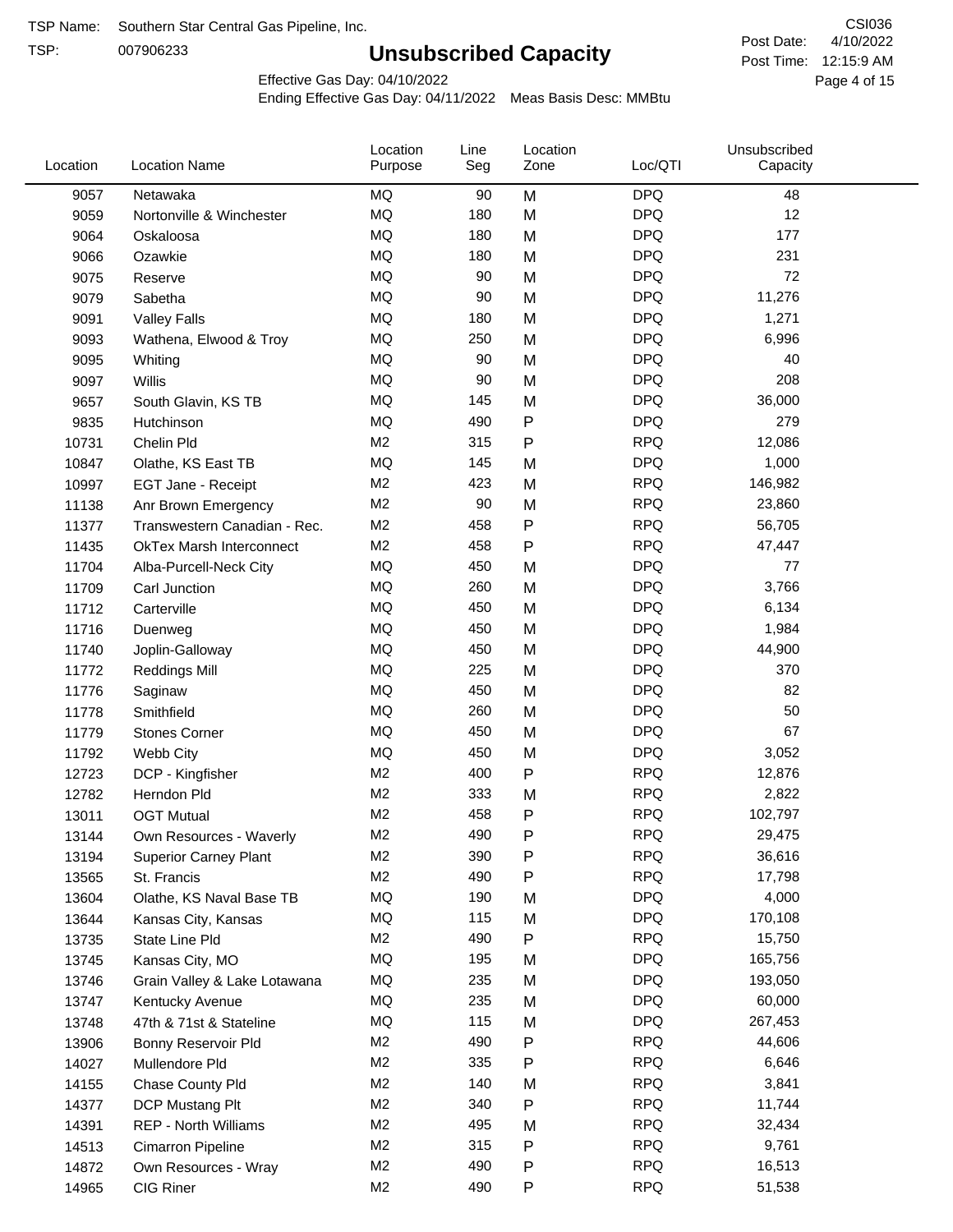TSP Name: Southern Star Central Gas Pipeline, Inc.

TSP: 007906233

# Unsubscribed Capacity

CSI036
Post Date: 4/10/2022
Post Time: 12:15:9 AM

Effective Gas Day: 04/10/2022
Ending Effective Gas Day: 04/11/2022 Meas Basis Desc: MMBtu

| Location | Location Name | Location Purpose | Line Seg | Location Zone | Loc/QTI | Unsubscribed Capacity |
|---|---|---|---|---|---|---|
| 9057 | Netawaka | MQ | 90 | M | DPQ | 48 |
| 9059 | Nortonville & Winchester | MQ | 180 | M | DPQ | 12 |
| 9064 | Oskaloosa | MQ | 180 | M | DPQ | 177 |
| 9066 | Ozawkie | MQ | 180 | M | DPQ | 231 |
| 9075 | Reserve | MQ | 90 | M | DPQ | 72 |
| 9079 | Sabetha | MQ | 90 | M | DPQ | 11,276 |
| 9091 | Valley Falls | MQ | 180 | M | DPQ | 1,271 |
| 9093 | Wathena, Elwood & Troy | MQ | 250 | M | DPQ | 6,996 |
| 9095 | Whiting | MQ | 90 | M | DPQ | 40 |
| 9097 | Willis | MQ | 90 | M | DPQ | 208 |
| 9657 | South Glavin, KS TB | MQ | 145 | M | DPQ | 36,000 |
| 9835 | Hutchinson | MQ | 490 | P | DPQ | 279 |
| 10731 | Chelin Pld | M2 | 315 | P | RPQ | 12,086 |
| 10847 | Olathe, KS East TB | MQ | 145 | M | DPQ | 1,000 |
| 10997 | EGT Jane - Receipt | M2 | 423 | M | RPQ | 146,982 |
| 11138 | Anr Brown Emergency | M2 | 90 | M | RPQ | 23,860 |
| 11377 | Transwestern Canadian - Rec. | M2 | 458 | P | RPQ | 56,705 |
| 11435 | OkTex Marsh Interconnect | M2 | 458 | P | RPQ | 47,447 |
| 11704 | Alba-Purcell-Neck City | MQ | 450 | M | DPQ | 77 |
| 11709 | Carl Junction | MQ | 260 | M | DPQ | 3,766 |
| 11712 | Carterville | MQ | 450 | M | DPQ | 6,134 |
| 11716 | Duenweg | MQ | 450 | M | DPQ | 1,984 |
| 11740 | Joplin-Galloway | MQ | 450 | M | DPQ | 44,900 |
| 11772 | Reddings Mill | MQ | 225 | M | DPQ | 370 |
| 11776 | Saginaw | MQ | 450 | M | DPQ | 82 |
| 11778 | Smithfield | MQ | 260 | M | DPQ | 50 |
| 11779 | Stones Corner | MQ | 450 | M | DPQ | 67 |
| 11792 | Webb City | MQ | 450 | M | DPQ | 3,052 |
| 12723 | DCP - Kingfisher | M2 | 400 | P | RPQ | 12,876 |
| 12782 | Herndon Pld | M2 | 333 | M | RPQ | 2,822 |
| 13011 | OGT Mutual | M2 | 458 | P | RPQ | 102,797 |
| 13144 | Own Resources - Waverly | M2 | 490 | P | RPQ | 29,475 |
| 13194 | Superior Carney Plant | M2 | 390 | P | RPQ | 36,616 |
| 13565 | St. Francis | M2 | 490 | P | RPQ | 17,798 |
| 13604 | Olathe, KS Naval Base TB | MQ | 190 | M | DPQ | 4,000 |
| 13644 | Kansas City, Kansas | MQ | 115 | M | DPQ | 170,108 |
| 13735 | State Line Pld | M2 | 490 | P | RPQ | 15,750 |
| 13745 | Kansas City, MO | MQ | 195 | M | DPQ | 165,756 |
| 13746 | Grain Valley & Lake Lotawana | MQ | 235 | M | DPQ | 193,050 |
| 13747 | Kentucky Avenue | MQ | 235 | M | DPQ | 60,000 |
| 13748 | 47th & 71st & Stateline | MQ | 115 | M | DPQ | 267,453 |
| 13906 | Bonny Reservoir Pld | M2 | 490 | P | RPQ | 44,606 |
| 14027 | Mullendore Pld | M2 | 335 | P | RPQ | 6,646 |
| 14155 | Chase County Pld | M2 | 140 | M | RPQ | 3,841 |
| 14377 | DCP Mustang Plt | M2 | 340 | P | RPQ | 11,744 |
| 14391 | REP - North Williams | M2 | 495 | M | RPQ | 32,434 |
| 14513 | Cimarron Pipeline | M2 | 315 | P | RPQ | 9,761 |
| 14872 | Own Resources - Wray | M2 | 490 | P | RPQ | 16,513 |
| 14965 | CIG Riner | M2 | 490 | P | RPQ | 51,538 |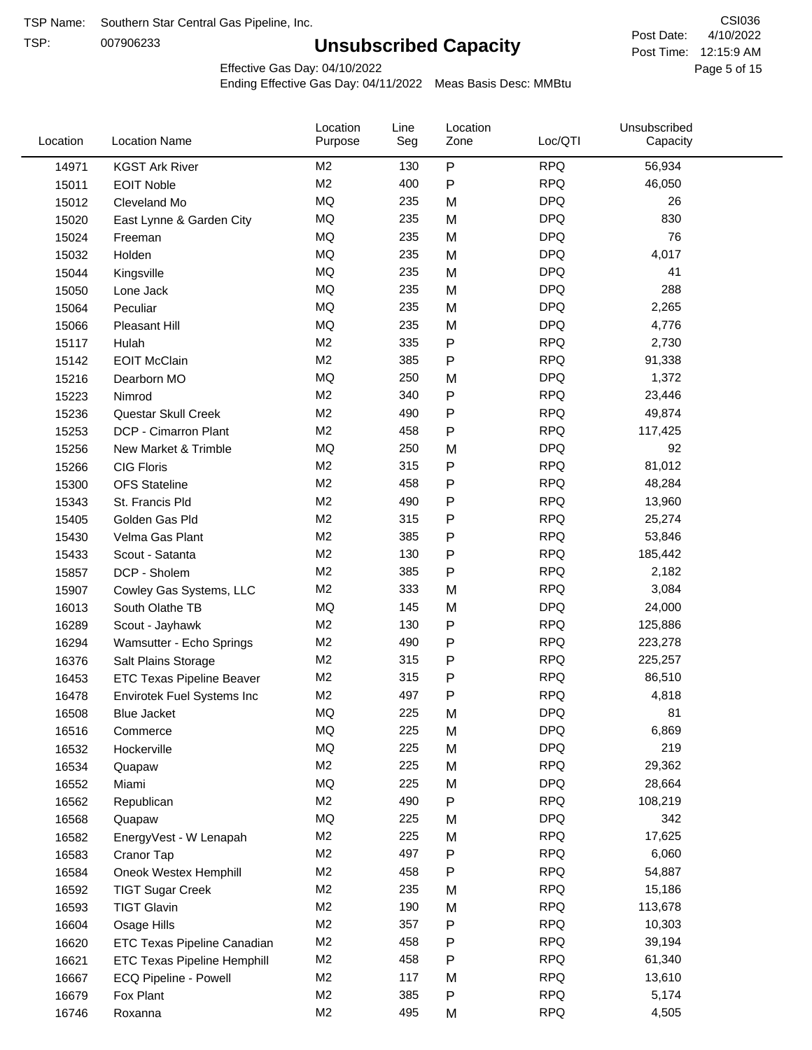TSP Name: Southern Star Central Gas Pipeline, Inc.
TSP: 007906233

# Unsubscribed Capacity

CSI036
Post Date: 4/10/2022
Post Time: 12:15:9 AM

Effective Gas Day: 04/10/2022
Ending Effective Gas Day: 04/11/2022 Meas Basis Desc: MMBtu

| Location | Location Name | Location Purpose | Line Seg | Location Zone | Loc/QTI | Unsubscribed Capacity |
|---|---|---|---|---|---|---|
| 14971 | KGST Ark River | M2 | 130 | P | RPQ | 56,934 |
| 15011 | EOIT Noble | M2 | 400 | P | RPQ | 46,050 |
| 15012 | Cleveland Mo | MQ | 235 | M | DPQ | 26 |
| 15020 | East Lynne & Garden City | MQ | 235 | M | DPQ | 830 |
| 15024 | Freeman | MQ | 235 | M | DPQ | 76 |
| 15032 | Holden | MQ | 235 | M | DPQ | 4,017 |
| 15044 | Kingsville | MQ | 235 | M | DPQ | 41 |
| 15050 | Lone Jack | MQ | 235 | M | DPQ | 288 |
| 15064 | Peculiar | MQ | 235 | M | DPQ | 2,265 |
| 15066 | Pleasant Hill | MQ | 235 | M | DPQ | 4,776 |
| 15117 | Hulah | M2 | 335 | P | RPQ | 2,730 |
| 15142 | EOIT McClain | M2 | 385 | P | RPQ | 91,338 |
| 15216 | Dearborn MO | MQ | 250 | M | DPQ | 1,372 |
| 15223 | Nimrod | M2 | 340 | P | RPQ | 23,446 |
| 15236 | Questar Skull Creek | M2 | 490 | P | RPQ | 49,874 |
| 15253 | DCP - Cimarron Plant | M2 | 458 | P | RPQ | 117,425 |
| 15256 | New Market & Trimble | MQ | 250 | M | DPQ | 92 |
| 15266 | CIG Floris | M2 | 315 | P | RPQ | 81,012 |
| 15300 | OFS Stateline | M2 | 458 | P | RPQ | 48,284 |
| 15343 | St. Francis Pld | M2 | 490 | P | RPQ | 13,960 |
| 15405 | Golden Gas Pld | M2 | 315 | P | RPQ | 25,274 |
| 15430 | Velma Gas Plant | M2 | 385 | P | RPQ | 53,846 |
| 15433 | Scout - Satanta | M2 | 130 | P | RPQ | 185,442 |
| 15857 | DCP - Sholem | M2 | 385 | P | RPQ | 2,182 |
| 15907 | Cowley Gas Systems, LLC | M2 | 333 | M | RPQ | 3,084 |
| 16013 | South Olathe TB | MQ | 145 | M | DPQ | 24,000 |
| 16289 | Scout - Jayhawk | M2 | 130 | P | RPQ | 125,886 |
| 16294 | Wamsutter - Echo Springs | M2 | 490 | P | RPQ | 223,278 |
| 16376 | Salt Plains Storage | M2 | 315 | P | RPQ | 225,257 |
| 16453 | ETC Texas Pipeline Beaver | M2 | 315 | P | RPQ | 86,510 |
| 16478 | Envirotek Fuel Systems Inc | M2 | 497 | P | RPQ | 4,818 |
| 16508 | Blue Jacket | MQ | 225 | M | DPQ | 81 |
| 16516 | Commerce | MQ | 225 | M | DPQ | 6,869 |
| 16532 | Hockerville | MQ | 225 | M | DPQ | 219 |
| 16534 | Quapaw | M2 | 225 | M | RPQ | 29,362 |
| 16552 | Miami | MQ | 225 | M | DPQ | 28,664 |
| 16562 | Republican | M2 | 490 | P | RPQ | 108,219 |
| 16568 | Quapaw | MQ | 225 | M | DPQ | 342 |
| 16582 | EnergyVest - W Lenapah | M2 | 225 | M | RPQ | 17,625 |
| 16583 | Cranor Tap | M2 | 497 | P | RPQ | 6,060 |
| 16584 | Oneok Westex Hemphill | M2 | 458 | P | RPQ | 54,887 |
| 16592 | TIGT Sugar Creek | M2 | 235 | M | RPQ | 15,186 |
| 16593 | TIGT Glavin | M2 | 190 | M | RPQ | 113,678 |
| 16604 | Osage Hills | M2 | 357 | P | RPQ | 10,303 |
| 16620 | ETC Texas Pipeline Canadian | M2 | 458 | P | RPQ | 39,194 |
| 16621 | ETC Texas Pipeline Hemphill | M2 | 458 | P | RPQ | 61,340 |
| 16667 | ECQ Pipeline - Powell | M2 | 117 | M | RPQ | 13,610 |
| 16679 | Fox Plant | M2 | 385 | P | RPQ | 5,174 |
| 16746 | Roxanna | M2 | 495 | M | RPQ | 4,505 |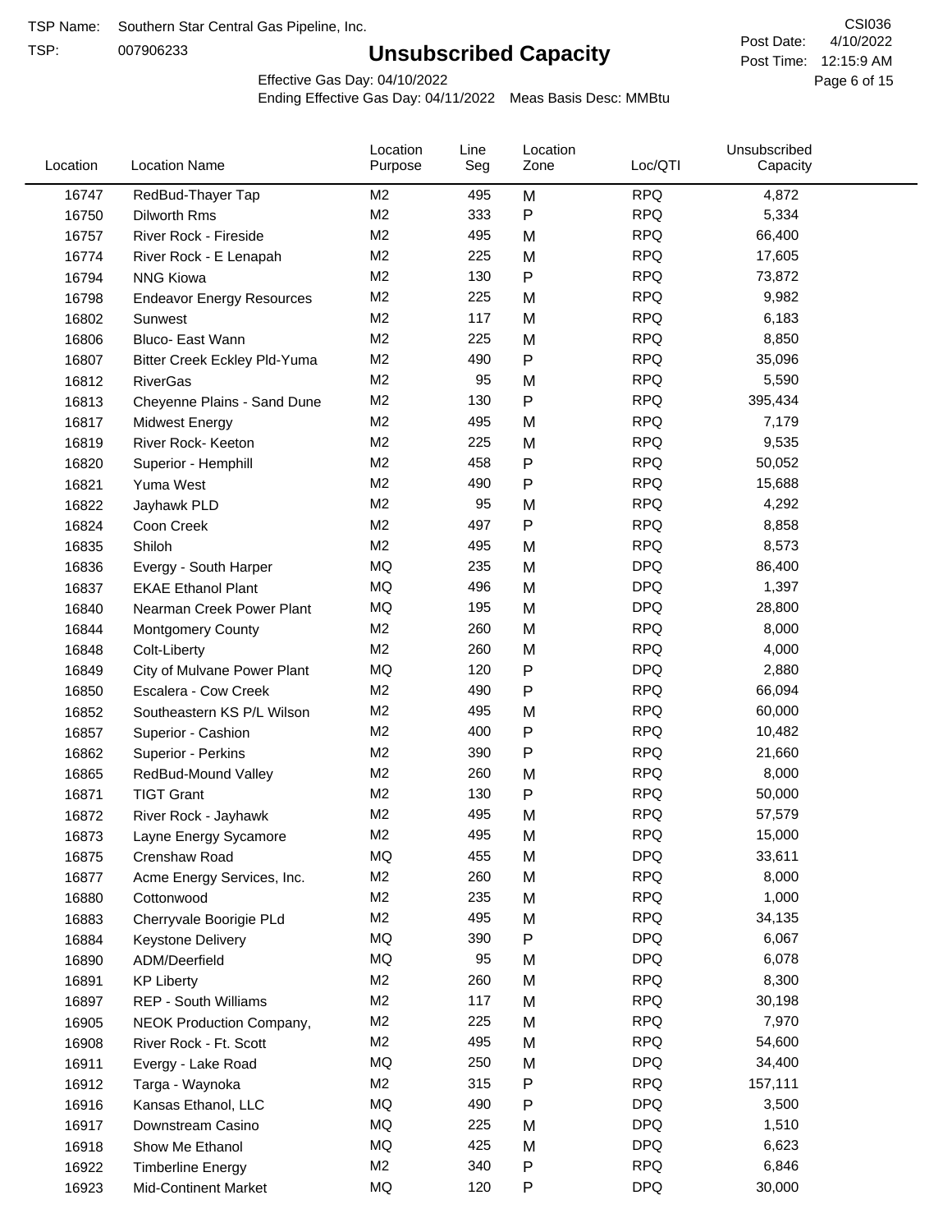TSP Name: Southern Star Central Gas Pipeline, Inc.

TSP: 007906233

# Unsubscribed Capacity

CSI036

Post Date: 4/10/2022

Post Time: 12:15:9 AM

Effective Gas Day: 04/10/2022

Ending Effective Gas Day: 04/11/2022 Meas Basis Desc: MMBtu

| Location | Location Name | Location Purpose | Line Seg | Location Zone | Loc/QTI | Unsubscribed Capacity |
|---|---|---|---|---|---|---|
| 16747 | RedBud-Thayer Tap | M2 | 495 | M | RPQ | 4,872 |
| 16750 | Dilworth Rms | M2 | 333 | P | RPQ | 5,334 |
| 16757 | River Rock - Fireside | M2 | 495 | M | RPQ | 66,400 |
| 16774 | River Rock - E Lenapah | M2 | 225 | M | RPQ | 17,605 |
| 16794 | NNG Kiowa | M2 | 130 | P | RPQ | 73,872 |
| 16798 | Endeavor Energy Resources | M2 | 225 | M | RPQ | 9,982 |
| 16802 | Sunwest | M2 | 117 | M | RPQ | 6,183 |
| 16806 | Bluco- East Wann | M2 | 225 | M | RPQ | 8,850 |
| 16807 | Bitter Creek Eckley Pld-Yuma | M2 | 490 | P | RPQ | 35,096 |
| 16812 | RiverGas | M2 | 95 | M | RPQ | 5,590 |
| 16813 | Cheyenne Plains - Sand Dune | M2 | 130 | P | RPQ | 395,434 |
| 16817 | Midwest Energy | M2 | 495 | M | RPQ | 7,179 |
| 16819 | River Rock- Keeton | M2 | 225 | M | RPQ | 9,535 |
| 16820 | Superior - Hemphill | M2 | 458 | P | RPQ | 50,052 |
| 16821 | Yuma West | M2 | 490 | P | RPQ | 15,688 |
| 16822 | Jayhawk PLD | M2 | 95 | M | RPQ | 4,292 |
| 16824 | Coon Creek | M2 | 497 | P | RPQ | 8,858 |
| 16835 | Shiloh | M2 | 495 | M | RPQ | 8,573 |
| 16836 | Evergy - South Harper | MQ | 235 | M | DPQ | 86,400 |
| 16837 | EKAE Ethanol Plant | MQ | 496 | M | DPQ | 1,397 |
| 16840 | Nearman Creek Power Plant | MQ | 195 | M | DPQ | 28,800 |
| 16844 | Montgomery County | M2 | 260 | M | RPQ | 8,000 |
| 16848 | Colt-Liberty | M2 | 260 | M | RPQ | 4,000 |
| 16849 | City of Mulvane Power Plant | MQ | 120 | P | DPQ | 2,880 |
| 16850 | Escalera - Cow Creek | M2 | 490 | P | RPQ | 66,094 |
| 16852 | Southeastern KS P/L Wilson | M2 | 495 | M | RPQ | 60,000 |
| 16857 | Superior - Cashion | M2 | 400 | P | RPQ | 10,482 |
| 16862 | Superior - Perkins | M2 | 390 | P | RPQ | 21,660 |
| 16865 | RedBud-Mound Valley | M2 | 260 | M | RPQ | 8,000 |
| 16871 | TIGT Grant | M2 | 130 | P | RPQ | 50,000 |
| 16872 | River Rock - Jayhawk | M2 | 495 | M | RPQ | 57,579 |
| 16873 | Layne Energy Sycamore | M2 | 495 | M | RPQ | 15,000 |
| 16875 | Crenshaw Road | MQ | 455 | M | DPQ | 33,611 |
| 16877 | Acme Energy Services, Inc. | M2 | 260 | M | RPQ | 8,000 |
| 16880 | Cottonwood | M2 | 235 | M | RPQ | 1,000 |
| 16883 | Cherryvale Boorigie PLd | M2 | 495 | M | RPQ | 34,135 |
| 16884 | Keystone Delivery | MQ | 390 | P | DPQ | 6,067 |
| 16890 | ADM/Deerfield | MQ | 95 | M | DPQ | 6,078 |
| 16891 | KP Liberty | M2 | 260 | M | RPQ | 8,300 |
| 16897 | REP - South Williams | M2 | 117 | M | RPQ | 30,198 |
| 16905 | NEOK Production Company, | M2 | 225 | M | RPQ | 7,970 |
| 16908 | River Rock - Ft. Scott | M2 | 495 | M | RPQ | 54,600 |
| 16911 | Evergy - Lake Road | MQ | 250 | M | DPQ | 34,400 |
| 16912 | Targa - Waynoka | M2 | 315 | P | RPQ | 157,111 |
| 16916 | Kansas Ethanol, LLC | MQ | 490 | P | DPQ | 3,500 |
| 16917 | Downstream Casino | MQ | 225 | M | DPQ | 1,510 |
| 16918 | Show Me Ethanol | MQ | 425 | M | DPQ | 6,623 |
| 16922 | Timberline Energy | M2 | 340 | P | RPQ | 6,846 |
| 16923 | Mid-Continent Market | MQ | 120 | P | DPQ | 30,000 |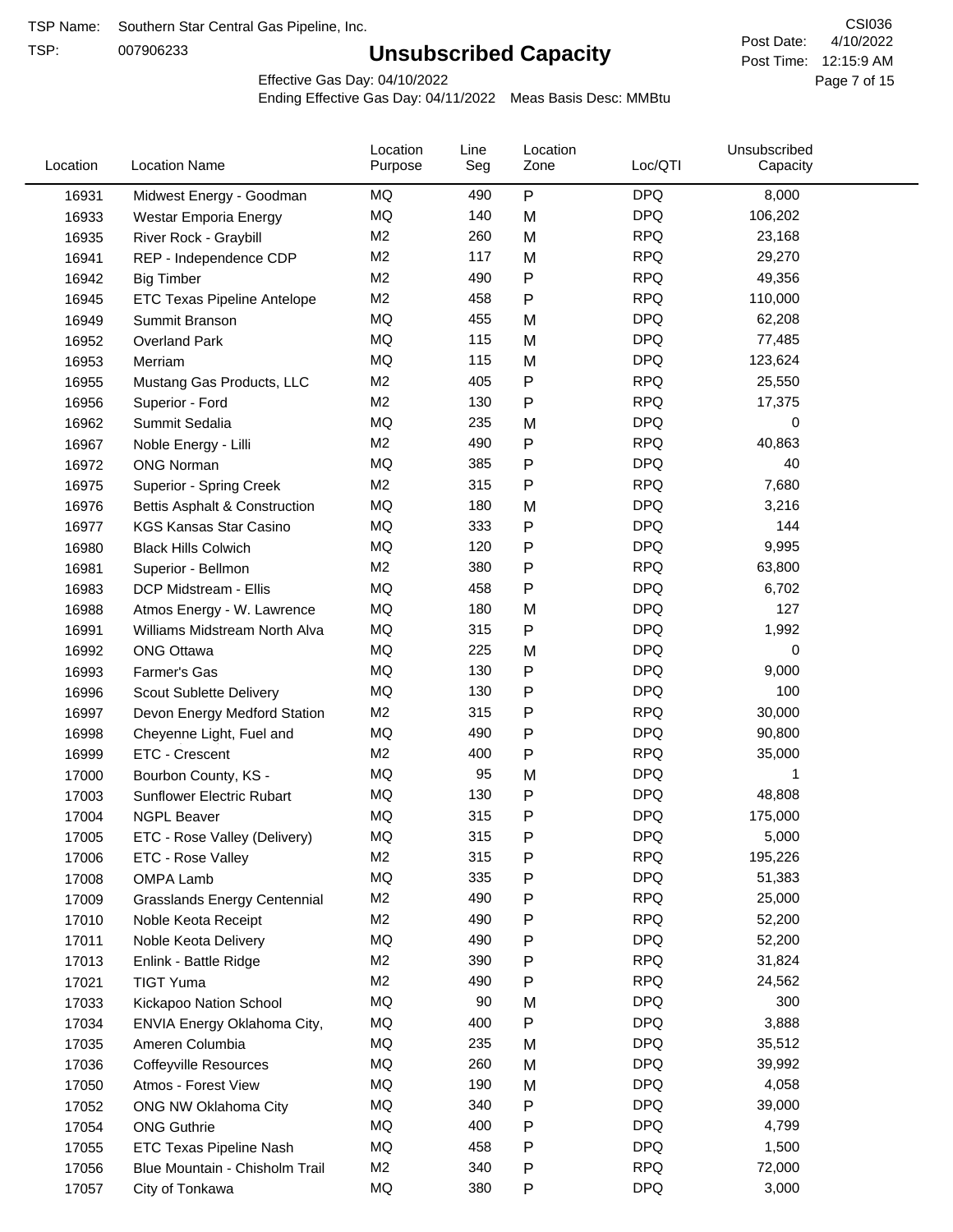TSP Name: Southern Star Central Gas Pipeline, Inc.

TSP: 007906233

# Unsubscribed Capacity

CSI036

Post Date: 4/10/2022

Post Time: 12:15:9 AM

Effective Gas Day: 04/10/2022

Ending Effective Gas Day: 04/11/2022 Meas Basis Desc: MMBtu

| Location | Location Name | Location Purpose | Line Seg | Location Zone | Loc/QTI | Unsubscribed Capacity |
|---|---|---|---|---|---|---|
| 16931 | Midwest Energy - Goodman | MQ | 490 | P | DPQ | 8,000 |
| 16933 | Westar Emporia Energy | MQ | 140 | M | DPQ | 106,202 |
| 16935 | River Rock - Graybill | M2 | 260 | M | RPQ | 23,168 |
| 16941 | REP - Independence CDP | M2 | 117 | M | RPQ | 29,270 |
| 16942 | Big Timber | M2 | 490 | P | RPQ | 49,356 |
| 16945 | ETC Texas Pipeline Antelope | M2 | 458 | P | RPQ | 110,000 |
| 16949 | Summit Branson | MQ | 455 | M | DPQ | 62,208 |
| 16952 | Overland Park | MQ | 115 | M | DPQ | 77,485 |
| 16953 | Merriam | MQ | 115 | M | DPQ | 123,624 |
| 16955 | Mustang Gas Products, LLC | M2 | 405 | P | RPQ | 25,550 |
| 16956 | Superior - Ford | M2 | 130 | P | RPQ | 17,375 |
| 16962 | Summit Sedalia | MQ | 235 | M | DPQ | 0 |
| 16967 | Noble Energy - Lilli | M2 | 490 | P | RPQ | 40,863 |
| 16972 | ONG Norman | MQ | 385 | P | DPQ | 40 |
| 16975 | Superior - Spring Creek | M2 | 315 | P | RPQ | 7,680 |
| 16976 | Bettis Asphalt & Construction | MQ | 180 | M | DPQ | 3,216 |
| 16977 | KGS Kansas Star Casino | MQ | 333 | P | DPQ | 144 |
| 16980 | Black Hills Colwich | MQ | 120 | P | DPQ | 9,995 |
| 16981 | Superior - Bellmon | M2 | 380 | P | RPQ | 63,800 |
| 16983 | DCP Midstream - Ellis | MQ | 458 | P | DPQ | 6,702 |
| 16988 | Atmos Energy - W. Lawrence | MQ | 180 | M | DPQ | 127 |
| 16991 | Williams Midstream North Alva | MQ | 315 | P | DPQ | 1,992 |
| 16992 | ONG Ottawa | MQ | 225 | M | DPQ | 0 |
| 16993 | Farmer's Gas | MQ | 130 | P | DPQ | 9,000 |
| 16996 | Scout Sublette Delivery | MQ | 130 | P | DPQ | 100 |
| 16997 | Devon Energy Medford Station | M2 | 315 | P | RPQ | 30,000 |
| 16998 | Cheyenne Light, Fuel and | MQ | 490 | P | DPQ | 90,800 |
| 16999 | ETC - Crescent | M2 | 400 | P | RPQ | 35,000 |
| 17000 | Bourbon County, KS - | MQ | 95 | M | DPQ | 1 |
| 17003 | Sunflower Electric Rubart | MQ | 130 | P | DPQ | 48,808 |
| 17004 | NGPL Beaver | MQ | 315 | P | DPQ | 175,000 |
| 17005 | ETC - Rose Valley (Delivery) | MQ | 315 | P | DPQ | 5,000 |
| 17006 | ETC - Rose Valley | M2 | 315 | P | RPQ | 195,226 |
| 17008 | OMPA Lamb | MQ | 335 | P | DPQ | 51,383 |
| 17009 | Grasslands Energy Centennial | M2 | 490 | P | RPQ | 25,000 |
| 17010 | Noble Keota Receipt | M2 | 490 | P | RPQ | 52,200 |
| 17011 | Noble Keota Delivery | MQ | 490 | P | DPQ | 52,200 |
| 17013 | Enlink - Battle Ridge | M2 | 390 | P | RPQ | 31,824 |
| 17021 | TIGT Yuma | M2 | 490 | P | RPQ | 24,562 |
| 17033 | Kickapoo Nation School | MQ | 90 | M | DPQ | 300 |
| 17034 | ENVIA Energy Oklahoma City, | MQ | 400 | P | DPQ | 3,888 |
| 17035 | Ameren Columbia | MQ | 235 | M | DPQ | 35,512 |
| 17036 | Coffeyville Resources | MQ | 260 | M | DPQ | 39,992 |
| 17050 | Atmos - Forest View | MQ | 190 | M | DPQ | 4,058 |
| 17052 | ONG NW Oklahoma City | MQ | 340 | P | DPQ | 39,000 |
| 17054 | ONG Guthrie | MQ | 400 | P | DPQ | 4,799 |
| 17055 | ETC Texas Pipeline Nash | MQ | 458 | P | DPQ | 1,500 |
| 17056 | Blue Mountain - Chisholm Trail | M2 | 340 | P | RPQ | 72,000 |
| 17057 | City of Tonkawa | MQ | 380 | P | DPQ | 3,000 |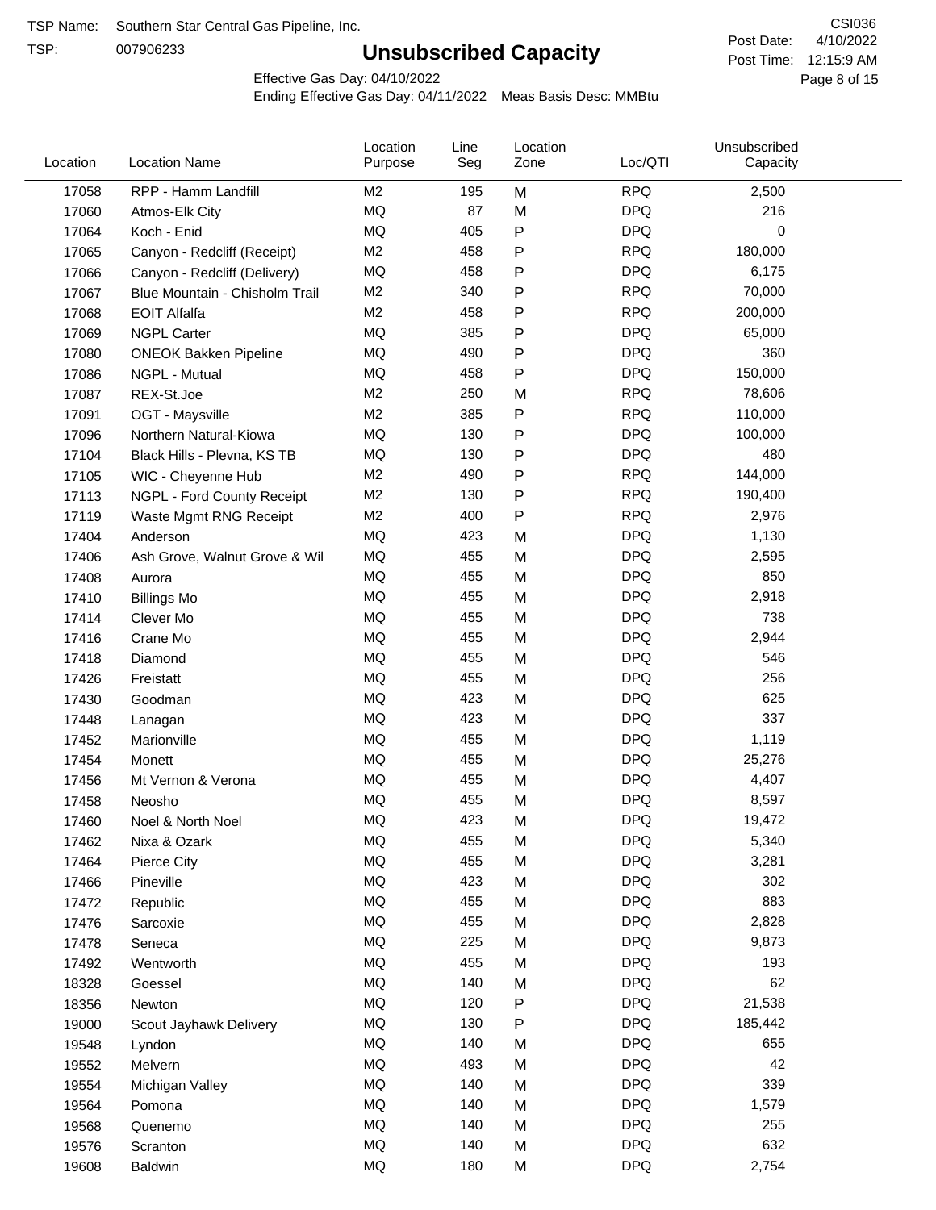TSP Name: Southern Star Central Gas Pipeline, Inc.
TSP: 007906233

# Unsubscribed Capacity

CSI036
Post Date: 4/10/2022
Post Time: 12:15:9 AM

Effective Gas Day: 04/10/2022
Ending Effective Gas Day: 04/11/2022 Meas Basis Desc: MMBtu

| Location | Location Name | Location Purpose | Line Seg | Location Zone | Loc/QTI | Unsubscribed Capacity |
|---|---|---|---|---|---|---|
| 17058 | RPP - Hamm Landfill | M2 | 195 | M | RPQ | 2,500 |
| 17060 | Atmos-Elk City | MQ | 87 | M | DPQ | 216 |
| 17064 | Koch - Enid | MQ | 405 | P | DPQ | 0 |
| 17065 | Canyon - Redcliff (Receipt) | M2 | 458 | P | RPQ | 180,000 |
| 17066 | Canyon - Redcliff (Delivery) | MQ | 458 | P | DPQ | 6,175 |
| 17067 | Blue Mountain - Chisholm Trail | M2 | 340 | P | RPQ | 70,000 |
| 17068 | EOIT Alfalfa | M2 | 458 | P | RPQ | 200,000 |
| 17069 | NGPL Carter | MQ | 385 | P | DPQ | 65,000 |
| 17080 | ONEOK Bakken Pipeline | MQ | 490 | P | DPQ | 360 |
| 17086 | NGPL - Mutual | MQ | 458 | P | DPQ | 150,000 |
| 17087 | REX-St.Joe | M2 | 250 | M | RPQ | 78,606 |
| 17091 | OGT - Maysville | M2 | 385 | P | RPQ | 110,000 |
| 17096 | Northern Natural-Kiowa | MQ | 130 | P | DPQ | 100,000 |
| 17104 | Black Hills - Plevna, KS TB | MQ | 130 | P | DPQ | 480 |
| 17105 | WIC - Cheyenne Hub | M2 | 490 | P | RPQ | 144,000 |
| 17113 | NGPL - Ford County Receipt | M2 | 130 | P | RPQ | 190,400 |
| 17119 | Waste Mgmt RNG Receipt | M2 | 400 | P | RPQ | 2,976 |
| 17404 | Anderson | MQ | 423 | M | DPQ | 1,130 |
| 17406 | Ash Grove, Walnut Grove & Wil | MQ | 455 | M | DPQ | 2,595 |
| 17408 | Aurora | MQ | 455 | M | DPQ | 850 |
| 17410 | Billings Mo | MQ | 455 | M | DPQ | 2,918 |
| 17414 | Clever Mo | MQ | 455 | M | DPQ | 738 |
| 17416 | Crane Mo | MQ | 455 | M | DPQ | 2,944 |
| 17418 | Diamond | MQ | 455 | M | DPQ | 546 |
| 17426 | Freistatt | MQ | 455 | M | DPQ | 256 |
| 17430 | Goodman | MQ | 423 | M | DPQ | 625 |
| 17448 | Lanagan | MQ | 423 | M | DPQ | 337 |
| 17452 | Marionville | MQ | 455 | M | DPQ | 1,119 |
| 17454 | Monett | MQ | 455 | M | DPQ | 25,276 |
| 17456 | Mt Vernon & Verona | MQ | 455 | M | DPQ | 4,407 |
| 17458 | Neosho | MQ | 455 | M | DPQ | 8,597 |
| 17460 | Noel & North Noel | MQ | 423 | M | DPQ | 19,472 |
| 17462 | Nixa & Ozark | MQ | 455 | M | DPQ | 5,340 |
| 17464 | Pierce City | MQ | 455 | M | DPQ | 3,281 |
| 17466 | Pineville | MQ | 423 | M | DPQ | 302 |
| 17472 | Republic | MQ | 455 | M | DPQ | 883 |
| 17476 | Sarcoxie | MQ | 455 | M | DPQ | 2,828 |
| 17478 | Seneca | MQ | 225 | M | DPQ | 9,873 |
| 17492 | Wentworth | MQ | 455 | M | DPQ | 193 |
| 18328 | Goessel | MQ | 140 | M | DPQ | 62 |
| 18356 | Newton | MQ | 120 | P | DPQ | 21,538 |
| 19000 | Scout Jayhawk Delivery | MQ | 130 | P | DPQ | 185,442 |
| 19548 | Lyndon | MQ | 140 | M | DPQ | 655 |
| 19552 | Melvern | MQ | 493 | M | DPQ | 42 |
| 19554 | Michigan Valley | MQ | 140 | M | DPQ | 339 |
| 19564 | Pomona | MQ | 140 | M | DPQ | 1,579 |
| 19568 | Quenemo | MQ | 140 | M | DPQ | 255 |
| 19576 | Scranton | MQ | 140 | M | DPQ | 632 |
| 19608 | Baldwin | MQ | 180 | M | DPQ | 2,754 |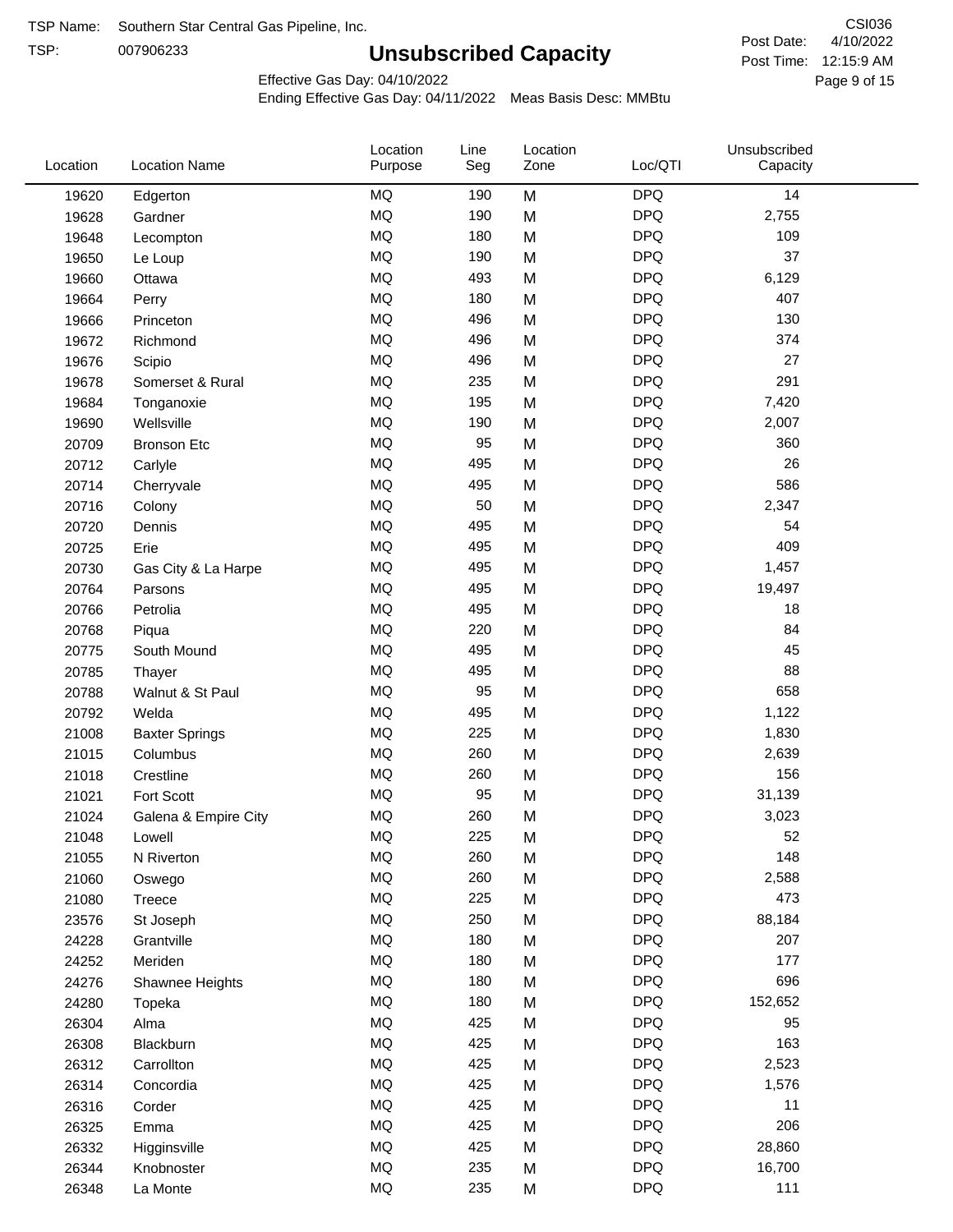TSP Name: Southern Star Central Gas Pipeline, Inc.

TSP: 007906233

# Unsubscribed Capacity

CSI036

Post Date: 4/10/2022

Post Time: 12:15:9 AM

Effective Gas Day: 04/10/2022

Ending Effective Gas Day: 04/11/2022 Meas Basis Desc: MMBtu

| Location | Location Name | Location Purpose | Line Seg | Location Zone | Loc/QTI | Unsubscribed Capacity |
|---|---|---|---|---|---|---|
| 19620 | Edgerton | MQ | 190 | M | DPQ | 14 |
| 19628 | Gardner | MQ | 190 | M | DPQ | 2,755 |
| 19648 | Lecompton | MQ | 180 | M | DPQ | 109 |
| 19650 | Le Loup | MQ | 190 | M | DPQ | 37 |
| 19660 | Ottawa | MQ | 493 | M | DPQ | 6,129 |
| 19664 | Perry | MQ | 180 | M | DPQ | 407 |
| 19666 | Princeton | MQ | 496 | M | DPQ | 130 |
| 19672 | Richmond | MQ | 496 | M | DPQ | 374 |
| 19676 | Scipio | MQ | 496 | M | DPQ | 27 |
| 19678 | Somerset & Rural | MQ | 235 | M | DPQ | 291 |
| 19684 | Tonganoxie | MQ | 195 | M | DPQ | 7,420 |
| 19690 | Wellsville | MQ | 190 | M | DPQ | 2,007 |
| 20709 | Bronson Etc | MQ | 95 | M | DPQ | 360 |
| 20712 | Carlyle | MQ | 495 | M | DPQ | 26 |
| 20714 | Cherryvale | MQ | 495 | M | DPQ | 586 |
| 20716 | Colony | MQ | 50 | M | DPQ | 2,347 |
| 20720 | Dennis | MQ | 495 | M | DPQ | 54 |
| 20725 | Erie | MQ | 495 | M | DPQ | 409 |
| 20730 | Gas City & La Harpe | MQ | 495 | M | DPQ | 1,457 |
| 20764 | Parsons | MQ | 495 | M | DPQ | 19,497 |
| 20766 | Petrolia | MQ | 495 | M | DPQ | 18 |
| 20768 | Piqua | MQ | 220 | M | DPQ | 84 |
| 20775 | South Mound | MQ | 495 | M | DPQ | 45 |
| 20785 | Thayer | MQ | 495 | M | DPQ | 88 |
| 20788 | Walnut & St Paul | MQ | 95 | M | DPQ | 658 |
| 20792 | Welda | MQ | 495 | M | DPQ | 1,122 |
| 21008 | Baxter Springs | MQ | 225 | M | DPQ | 1,830 |
| 21015 | Columbus | MQ | 260 | M | DPQ | 2,639 |
| 21018 | Crestline | MQ | 260 | M | DPQ | 156 |
| 21021 | Fort Scott | MQ | 95 | M | DPQ | 31,139 |
| 21024 | Galena & Empire City | MQ | 260 | M | DPQ | 3,023 |
| 21048 | Lowell | MQ | 225 | M | DPQ | 52 |
| 21055 | N Riverton | MQ | 260 | M | DPQ | 148 |
| 21060 | Oswego | MQ | 260 | M | DPQ | 2,588 |
| 21080 | Treece | MQ | 225 | M | DPQ | 473 |
| 23576 | St Joseph | MQ | 250 | M | DPQ | 88,184 |
| 24228 | Grantville | MQ | 180 | M | DPQ | 207 |
| 24252 | Meriden | MQ | 180 | M | DPQ | 177 |
| 24276 | Shawnee Heights | MQ | 180 | M | DPQ | 696 |
| 24280 | Topeka | MQ | 180 | M | DPQ | 152,652 |
| 26304 | Alma | MQ | 425 | M | DPQ | 95 |
| 26308 | Blackburn | MQ | 425 | M | DPQ | 163 |
| 26312 | Carrollton | MQ | 425 | M | DPQ | 2,523 |
| 26314 | Concordia | MQ | 425 | M | DPQ | 1,576 |
| 26316 | Corder | MQ | 425 | M | DPQ | 11 |
| 26325 | Emma | MQ | 425 | M | DPQ | 206 |
| 26332 | Higginsville | MQ | 425 | M | DPQ | 28,860 |
| 26344 | Knobnoster | MQ | 235 | M | DPQ | 16,700 |
| 26348 | La Monte | MQ | 235 | M | DPQ | 111 |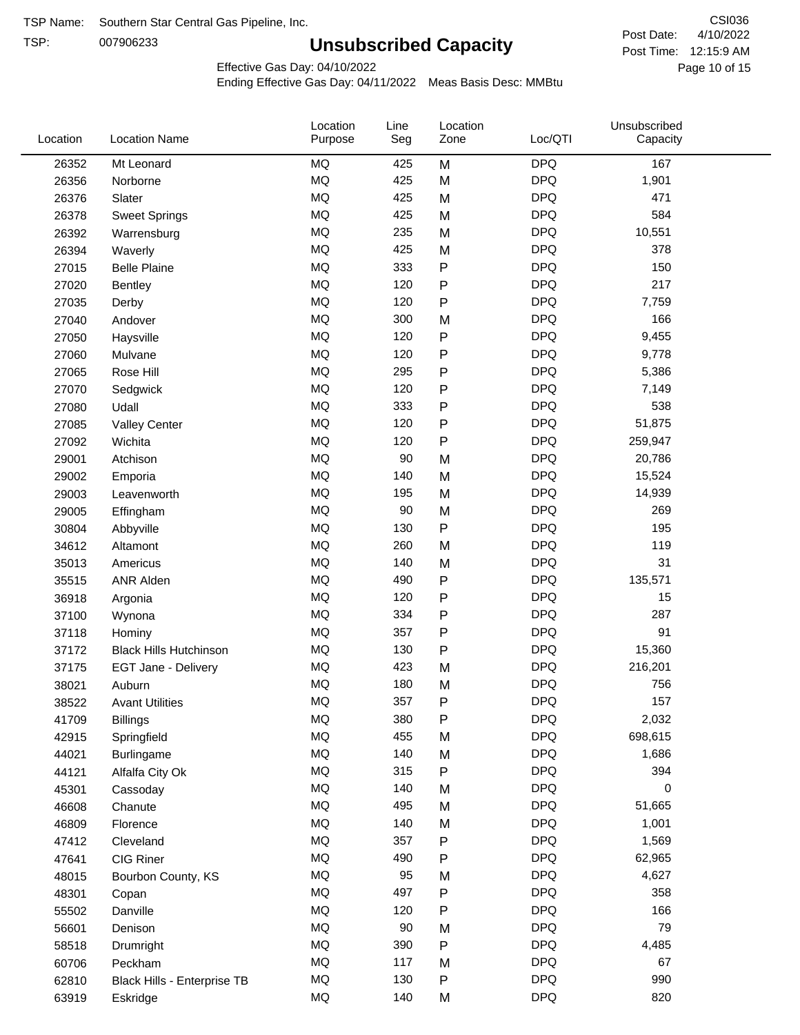TSP Name: Southern Star Central Gas Pipeline, Inc.

TSP: 007906233

# Unsubscribed Capacity

CSI036

Post Date: 4/10/2022

Post Time: 12:15:9 AM

Effective Gas Day: 04/10/2022

Ending Effective Gas Day: 04/11/2022 Meas Basis Desc: MMBtu

| Location | Location Name | Location Purpose | Line Seg | Location Zone | Loc/QTI | Unsubscribed Capacity |
|---|---|---|---|---|---|---|
| 26352 | Mt Leonard | MQ | 425 | M | DPQ | 167 |
| 26356 | Norborne | MQ | 425 | M | DPQ | 1,901 |
| 26376 | Slater | MQ | 425 | M | DPQ | 471 |
| 26378 | Sweet Springs | MQ | 425 | M | DPQ | 584 |
| 26392 | Warrensburg | MQ | 235 | M | DPQ | 10,551 |
| 26394 | Waverly | MQ | 425 | M | DPQ | 378 |
| 27015 | Belle Plaine | MQ | 333 | P | DPQ | 150 |
| 27020 | Bentley | MQ | 120 | P | DPQ | 217 |
| 27035 | Derby | MQ | 120 | P | DPQ | 7,759 |
| 27040 | Andover | MQ | 300 | M | DPQ | 166 |
| 27050 | Haysville | MQ | 120 | P | DPQ | 9,455 |
| 27060 | Mulvane | MQ | 120 | P | DPQ | 9,778 |
| 27065 | Rose Hill | MQ | 295 | P | DPQ | 5,386 |
| 27070 | Sedgwick | MQ | 120 | P | DPQ | 7,149 |
| 27080 | Udall | MQ | 333 | P | DPQ | 538 |
| 27085 | Valley Center | MQ | 120 | P | DPQ | 51,875 |
| 27092 | Wichita | MQ | 120 | P | DPQ | 259,947 |
| 29001 | Atchison | MQ | 90 | M | DPQ | 20,786 |
| 29002 | Emporia | MQ | 140 | M | DPQ | 15,524 |
| 29003 | Leavenworth | MQ | 195 | M | DPQ | 14,939 |
| 29005 | Effingham | MQ | 90 | M | DPQ | 269 |
| 30804 | Abbyville | MQ | 130 | P | DPQ | 195 |
| 34612 | Altamont | MQ | 260 | M | DPQ | 119 |
| 35013 | Americus | MQ | 140 | M | DPQ | 31 |
| 35515 | ANR Alden | MQ | 490 | P | DPQ | 135,571 |
| 36918 | Argonia | MQ | 120 | P | DPQ | 15 |
| 37100 | Wynona | MQ | 334 | P | DPQ | 287 |
| 37118 | Hominy | MQ | 357 | P | DPQ | 91 |
| 37172 | Black Hills Hutchinson | MQ | 130 | P | DPQ | 15,360 |
| 37175 | EGT Jane - Delivery | MQ | 423 | M | DPQ | 216,201 |
| 38021 | Auburn | MQ | 180 | M | DPQ | 756 |
| 38522 | Avant Utilities | MQ | 357 | P | DPQ | 157 |
| 41709 | Billings | MQ | 380 | P | DPQ | 2,032 |
| 42915 | Springfield | MQ | 455 | M | DPQ | 698,615 |
| 44021 | Burlingame | MQ | 140 | M | DPQ | 1,686 |
| 44121 | Alfalfa City Ok | MQ | 315 | P | DPQ | 394 |
| 45301 | Cassoday | MQ | 140 | M | DPQ | 0 |
| 46608 | Chanute | MQ | 495 | M | DPQ | 51,665 |
| 46809 | Florence | MQ | 140 | M | DPQ | 1,001 |
| 47412 | Cleveland | MQ | 357 | P | DPQ | 1,569 |
| 47641 | CIG Riner | MQ | 490 | P | DPQ | 62,965 |
| 48015 | Bourbon County, KS | MQ | 95 | M | DPQ | 4,627 |
| 48301 | Copan | MQ | 497 | P | DPQ | 358 |
| 55502 | Danville | MQ | 120 | P | DPQ | 166 |
| 56601 | Denison | MQ | 90 | M | DPQ | 79 |
| 58518 | Drumright | MQ | 390 | P | DPQ | 4,485 |
| 60706 | Peckham | MQ | 117 | M | DPQ | 67 |
| 62810 | Black Hills - Enterprise TB | MQ | 130 | P | DPQ | 990 |
| 63919 | Eskridge | MQ | 140 | M | DPQ | 820 |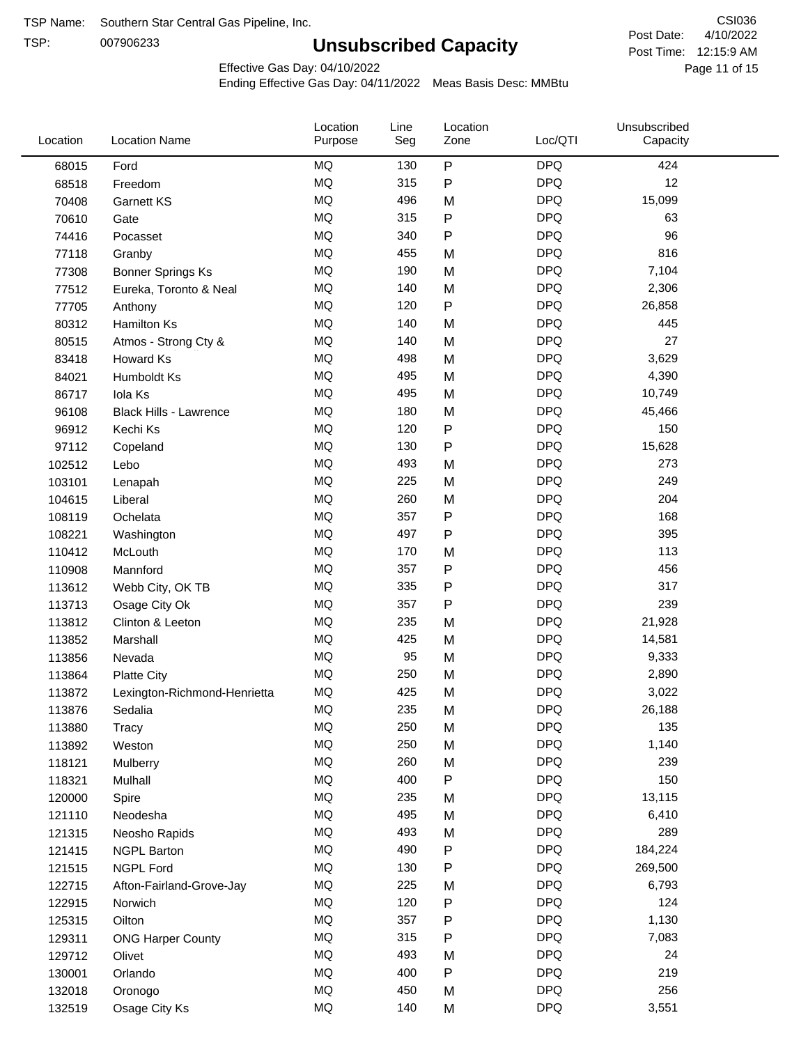TSP Name: Southern Star Central Gas Pipeline, Inc.

TSP: 007906233

# Unsubscribed Capacity

CSI036

Post Date: 4/10/2022

Post Time: 12:15:9 AM

Effective Gas Day: 04/10/2022

Ending Effective Gas Day: 04/11/2022 Meas Basis Desc: MMBtu

| Location | Location Name | Location Purpose | Line Seg | Location Zone | Loc/QTI | Unsubscribed Capacity |
|---|---|---|---|---|---|---|
| 68015 | Ford | MQ | 130 | P | DPQ | 424 |
| 68518 | Freedom | MQ | 315 | P | DPQ | 12 |
| 70408 | Garnett KS | MQ | 496 | M | DPQ | 15,099 |
| 70610 | Gate | MQ | 315 | P | DPQ | 63 |
| 74416 | Pocasset | MQ | 340 | P | DPQ | 96 |
| 77118 | Granby | MQ | 455 | M | DPQ | 816 |
| 77308 | Bonner Springs Ks | MQ | 190 | M | DPQ | 7,104 |
| 77512 | Eureka, Toronto & Neal | MQ | 140 | M | DPQ | 2,306 |
| 77705 | Anthony | MQ | 120 | P | DPQ | 26,858 |
| 80312 | Hamilton Ks | MQ | 140 | M | DPQ | 445 |
| 80515 | Atmos - Strong Cty & | MQ | 140 | M | DPQ | 27 |
| 83418 | Howard Ks | MQ | 498 | M | DPQ | 3,629 |
| 84021 | Humboldt Ks | MQ | 495 | M | DPQ | 4,390 |
| 86717 | Iola Ks | MQ | 495 | M | DPQ | 10,749 |
| 96108 | Black Hills - Lawrence | MQ | 180 | M | DPQ | 45,466 |
| 96912 | Kechi Ks | MQ | 120 | P | DPQ | 150 |
| 97112 | Copeland | MQ | 130 | P | DPQ | 15,628 |
| 102512 | Lebo | MQ | 493 | M | DPQ | 273 |
| 103101 | Lenapah | MQ | 225 | M | DPQ | 249 |
| 104615 | Liberal | MQ | 260 | M | DPQ | 204 |
| 108119 | Ochelata | MQ | 357 | P | DPQ | 168 |
| 108221 | Washington | MQ | 497 | P | DPQ | 395 |
| 110412 | McLouth | MQ | 170 | M | DPQ | 113 |
| 110908 | Mannford | MQ | 357 | P | DPQ | 456 |
| 113612 | Webb City, OK TB | MQ | 335 | P | DPQ | 317 |
| 113713 | Osage City Ok | MQ | 357 | P | DPQ | 239 |
| 113812 | Clinton & Leeton | MQ | 235 | M | DPQ | 21,928 |
| 113852 | Marshall | MQ | 425 | M | DPQ | 14,581 |
| 113856 | Nevada | MQ | 95 | M | DPQ | 9,333 |
| 113864 | Platte City | MQ | 250 | M | DPQ | 2,890 |
| 113872 | Lexington-Richmond-Henrietta | MQ | 425 | M | DPQ | 3,022 |
| 113876 | Sedalia | MQ | 235 | M | DPQ | 26,188 |
| 113880 | Tracy | MQ | 250 | M | DPQ | 135 |
| 113892 | Weston | MQ | 250 | M | DPQ | 1,140 |
| 118121 | Mulberry | MQ | 260 | M | DPQ | 239 |
| 118321 | Mulhall | MQ | 400 | P | DPQ | 150 |
| 120000 | Spire | MQ | 235 | M | DPQ | 13,115 |
| 121110 | Neodesha | MQ | 495 | M | DPQ | 6,410 |
| 121315 | Neosho Rapids | MQ | 493 | M | DPQ | 289 |
| 121415 | NGPL Barton | MQ | 490 | P | DPQ | 184,224 |
| 121515 | NGPL Ford | MQ | 130 | P | DPQ | 269,500 |
| 122715 | Afton-Fairland-Grove-Jay | MQ | 225 | M | DPQ | 6,793 |
| 122915 | Norwich | MQ | 120 | P | DPQ | 124 |
| 125315 | Oilton | MQ | 357 | P | DPQ | 1,130 |
| 129311 | ONG Harper County | MQ | 315 | P | DPQ | 7,083 |
| 129712 | Olivet | MQ | 493 | M | DPQ | 24 |
| 130001 | Orlando | MQ | 400 | P | DPQ | 219 |
| 132018 | Oronogo | MQ | 450 | M | DPQ | 256 |
| 132519 | Osage City Ks | MQ | 140 | M | DPQ | 3,551 |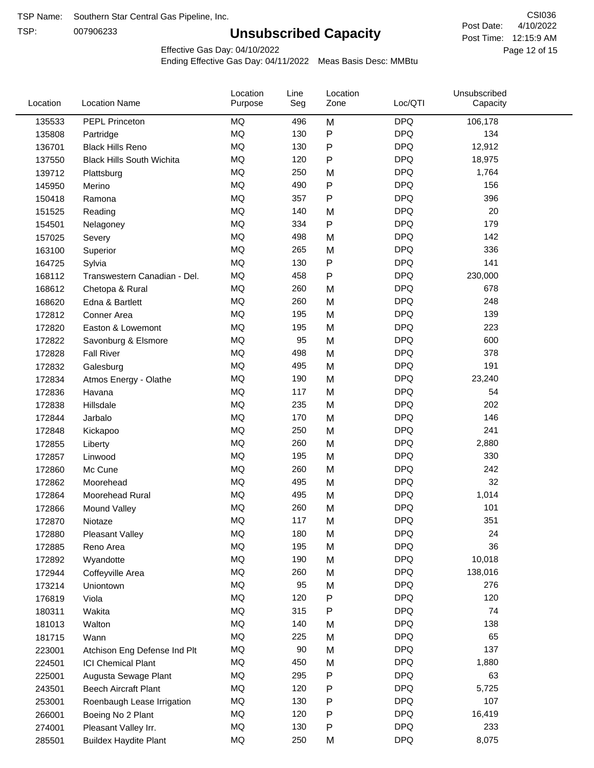TSP Name: Southern Star Central Gas Pipeline, Inc.

TSP: 007906233

# Unsubscribed Capacity

CSI036

Post Date: 4/10/2022

Post Time: 12:15:9 AM

Effective Gas Day: 04/10/2022

Ending Effective Gas Day: 04/11/2022 Meas Basis Desc: MMBtu

| Location | Location Name | Location Purpose | Line Seg | Location Zone | Loc/QTI | Unsubscribed Capacity |
|---|---|---|---|---|---|---|
| 135533 | PEPL Princeton | MQ | 496 | M | DPQ | 106,178 |
| 135808 | Partridge | MQ | 130 | P | DPQ | 134 |
| 136701 | Black Hills Reno | MQ | 130 | P | DPQ | 12,912 |
| 137550 | Black Hills South Wichita | MQ | 120 | P | DPQ | 18,975 |
| 139712 | Plattsburg | MQ | 250 | M | DPQ | 1,764 |
| 145950 | Merino | MQ | 490 | P | DPQ | 156 |
| 150418 | Ramona | MQ | 357 | P | DPQ | 396 |
| 151525 | Reading | MQ | 140 | M | DPQ | 20 |
| 154501 | Nelagoney | MQ | 334 | P | DPQ | 179 |
| 157025 | Severy | MQ | 498 | M | DPQ | 142 |
| 163100 | Superior | MQ | 265 | M | DPQ | 336 |
| 164725 | Sylvia | MQ | 130 | P | DPQ | 141 |
| 168112 | Transwestern Canadian - Del. | MQ | 458 | P | DPQ | 230,000 |
| 168612 | Chetopa & Rural | MQ | 260 | M | DPQ | 678 |
| 168620 | Edna & Bartlett | MQ | 260 | M | DPQ | 248 |
| 172812 | Conner Area | MQ | 195 | M | DPQ | 139 |
| 172820 | Easton & Lowemont | MQ | 195 | M | DPQ | 223 |
| 172822 | Savonburg & Elsmore | MQ | 95 | M | DPQ | 600 |
| 172828 | Fall River | MQ | 498 | M | DPQ | 378 |
| 172832 | Galesburg | MQ | 495 | M | DPQ | 191 |
| 172834 | Atmos Energy - Olathe | MQ | 190 | M | DPQ | 23,240 |
| 172836 | Havana | MQ | 117 | M | DPQ | 54 |
| 172838 | Hillsdale | MQ | 235 | M | DPQ | 202 |
| 172844 | Jarbalo | MQ | 170 | M | DPQ | 146 |
| 172848 | Kickapoo | MQ | 250 | M | DPQ | 241 |
| 172855 | Liberty | MQ | 260 | M | DPQ | 2,880 |
| 172857 | Linwood | MQ | 195 | M | DPQ | 330 |
| 172860 | Mc Cune | MQ | 260 | M | DPQ | 242 |
| 172862 | Moorehead | MQ | 495 | M | DPQ | 32 |
| 172864 | Moorehead Rural | MQ | 495 | M | DPQ | 1,014 |
| 172866 | Mound Valley | MQ | 260 | M | DPQ | 101 |
| 172870 | Niotaze | MQ | 117 | M | DPQ | 351 |
| 172880 | Pleasant Valley | MQ | 180 | M | DPQ | 24 |
| 172885 | Reno Area | MQ | 195 | M | DPQ | 36 |
| 172892 | Wyandotte | MQ | 190 | M | DPQ | 10,018 |
| 172944 | Coffeyville Area | MQ | 260 | M | DPQ | 138,016 |
| 173214 | Uniontown | MQ | 95 | M | DPQ | 276 |
| 176819 | Viola | MQ | 120 | P | DPQ | 120 |
| 180311 | Wakita | MQ | 315 | P | DPQ | 74 |
| 181013 | Walton | MQ | 140 | M | DPQ | 138 |
| 181715 | Wann | MQ | 225 | M | DPQ | 65 |
| 223001 | Atchison Eng Defense Ind Plt | MQ | 90 | M | DPQ | 137 |
| 224501 | ICI Chemical Plant | MQ | 450 | M | DPQ | 1,880 |
| 225001 | Augusta Sewage Plant | MQ | 295 | P | DPQ | 63 |
| 243501 | Beech Aircraft Plant | MQ | 120 | P | DPQ | 5,725 |
| 253001 | Roenbaugh Lease Irrigation | MQ | 130 | P | DPQ | 107 |
| 266001 | Boeing No 2 Plant | MQ | 120 | P | DPQ | 16,419 |
| 274001 | Pleasant Valley Irr. | MQ | 130 | P | DPQ | 233 |
| 285501 | Buildex Haydite Plant | MQ | 250 | M | DPQ | 8,075 |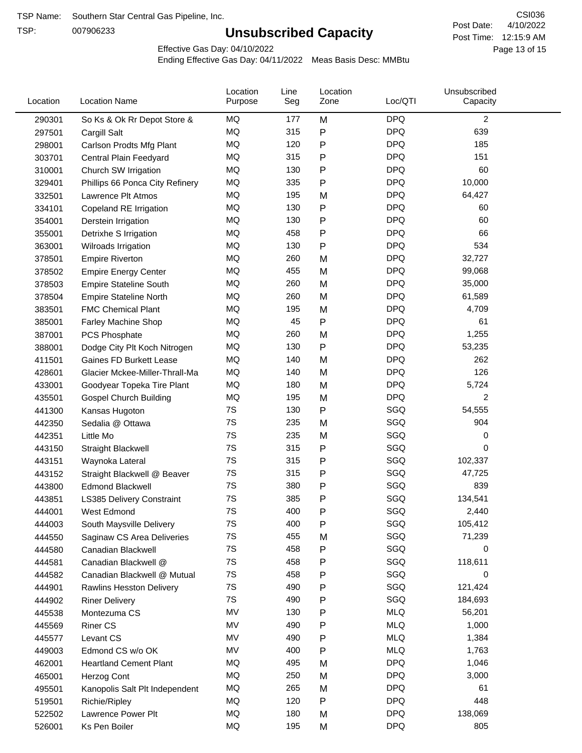TSP Name: Southern Star Central Gas Pipeline, Inc.

TSP: 007906233

# Unsubscribed Capacity

CSI036

Post Date: 4/10/2022

Post Time: 12:15:9 AM

Effective Gas Day: 04/10/2022

Ending Effective Gas Day: 04/11/2022 Meas Basis Desc: MMBtu

| Location | Location Name | Location Purpose | Line Seg | Location Zone | Loc/QTI | Unsubscribed Capacity |
|---|---|---|---|---|---|---|
| 290301 | So Ks & Ok Rr Depot Store & | MQ | 177 | M | DPQ | 2 |
| 297501 | Cargill Salt | MQ | 315 | P | DPQ | 639 |
| 298001 | Carlson Prodts Mfg Plant | MQ | 120 | P | DPQ | 185 |
| 303701 | Central Plain Feedyard | MQ | 315 | P | DPQ | 151 |
| 310001 | Church SW Irrigation | MQ | 130 | P | DPQ | 60 |
| 329401 | Phillips 66 Ponca City Refinery | MQ | 335 | P | DPQ | 10,000 |
| 332501 | Lawrence Plt Atmos | MQ | 195 | M | DPQ | 64,427 |
| 334101 | Copeland RE Irrigation | MQ | 130 | P | DPQ | 60 |
| 354001 | Derstein Irrigation | MQ | 130 | P | DPQ | 60 |
| 355001 | Detrixhe S Irrigation | MQ | 458 | P | DPQ | 66 |
| 363001 | Wilroads Irrigation | MQ | 130 | P | DPQ | 534 |
| 378501 | Empire Riverton | MQ | 260 | M | DPQ | 32,727 |
| 378502 | Empire Energy Center | MQ | 455 | M | DPQ | 99,068 |
| 378503 | Empire Stateline South | MQ | 260 | M | DPQ | 35,000 |
| 378504 | Empire Stateline North | MQ | 260 | M | DPQ | 61,589 |
| 383501 | FMC Chemical Plant | MQ | 195 | M | DPQ | 4,709 |
| 385001 | Farley Machine Shop | MQ | 45 | P | DPQ | 61 |
| 387001 | PCS Phosphate | MQ | 260 | M | DPQ | 1,255 |
| 388001 | Dodge City Plt Koch Nitrogen | MQ | 130 | P | DPQ | 53,235 |
| 411501 | Gaines FD Burkett Lease | MQ | 140 | M | DPQ | 262 |
| 428601 | Glacier Mckee-Miller-Thrall-Ma | MQ | 140 | M | DPQ | 126 |
| 433001 | Goodyear Topeka Tire Plant | MQ | 180 | M | DPQ | 5,724 |
| 435501 | Gospel Church Building | MQ | 195 | M | DPQ | 2 |
| 441300 | Kansas Hugoton | 7S | 130 | P | SGQ | 54,555 |
| 442350 | Sedalia @ Ottawa | 7S | 235 | M | SGQ | 904 |
| 442351 | Little Mo | 7S | 235 | M | SGQ | 0 |
| 443150 | Straight Blackwell | 7S | 315 | P | SGQ | 0 |
| 443151 | Waynoka Lateral | 7S | 315 | P | SGQ | 102,337 |
| 443152 | Straight Blackwell @ Beaver | 7S | 315 | P | SGQ | 47,725 |
| 443800 | Edmond Blackwell | 7S | 380 | P | SGQ | 839 |
| 443851 | LS385 Delivery Constraint | 7S | 385 | P | SGQ | 134,541 |
| 444001 | West Edmond | 7S | 400 | P | SGQ | 2,440 |
| 444003 | South Maysville Delivery | 7S | 400 | P | SGQ | 105,412 |
| 444550 | Saginaw CS Area Deliveries | 7S | 455 | M | SGQ | 71,239 |
| 444580 | Canadian Blackwell | 7S | 458 | P | SGQ | 0 |
| 444581 | Canadian Blackwell @ | 7S | 458 | P | SGQ | 118,611 |
| 444582 | Canadian Blackwell @ Mutual | 7S | 458 | P | SGQ | 0 |
| 444901 | Rawlins Hesston Delivery | 7S | 490 | P | SGQ | 121,424 |
| 444902 | Riner Delivery | 7S | 490 | P | SGQ | 184,693 |
| 445538 | Montezuma CS | MV | 130 | P | MLQ | 56,201 |
| 445569 | Riner CS | MV | 490 | P | MLQ | 1,000 |
| 445577 | Levant CS | MV | 490 | P | MLQ | 1,384 |
| 449003 | Edmond CS w/o OK | MV | 400 | P | MLQ | 1,763 |
| 462001 | Heartland Cement Plant | MQ | 495 | M | DPQ | 1,046 |
| 465001 | Herzog Cont | MQ | 250 | M | DPQ | 3,000 |
| 495501 | Kanopolis Salt Plt Independent | MQ | 265 | M | DPQ | 61 |
| 519501 | Richie/Ripley | MQ | 120 | P | DPQ | 448 |
| 522502 | Lawrence Power Plt | MQ | 180 | M | DPQ | 138,069 |
| 526001 | Ks Pen Boiler | MQ | 195 | M | DPQ | 805 |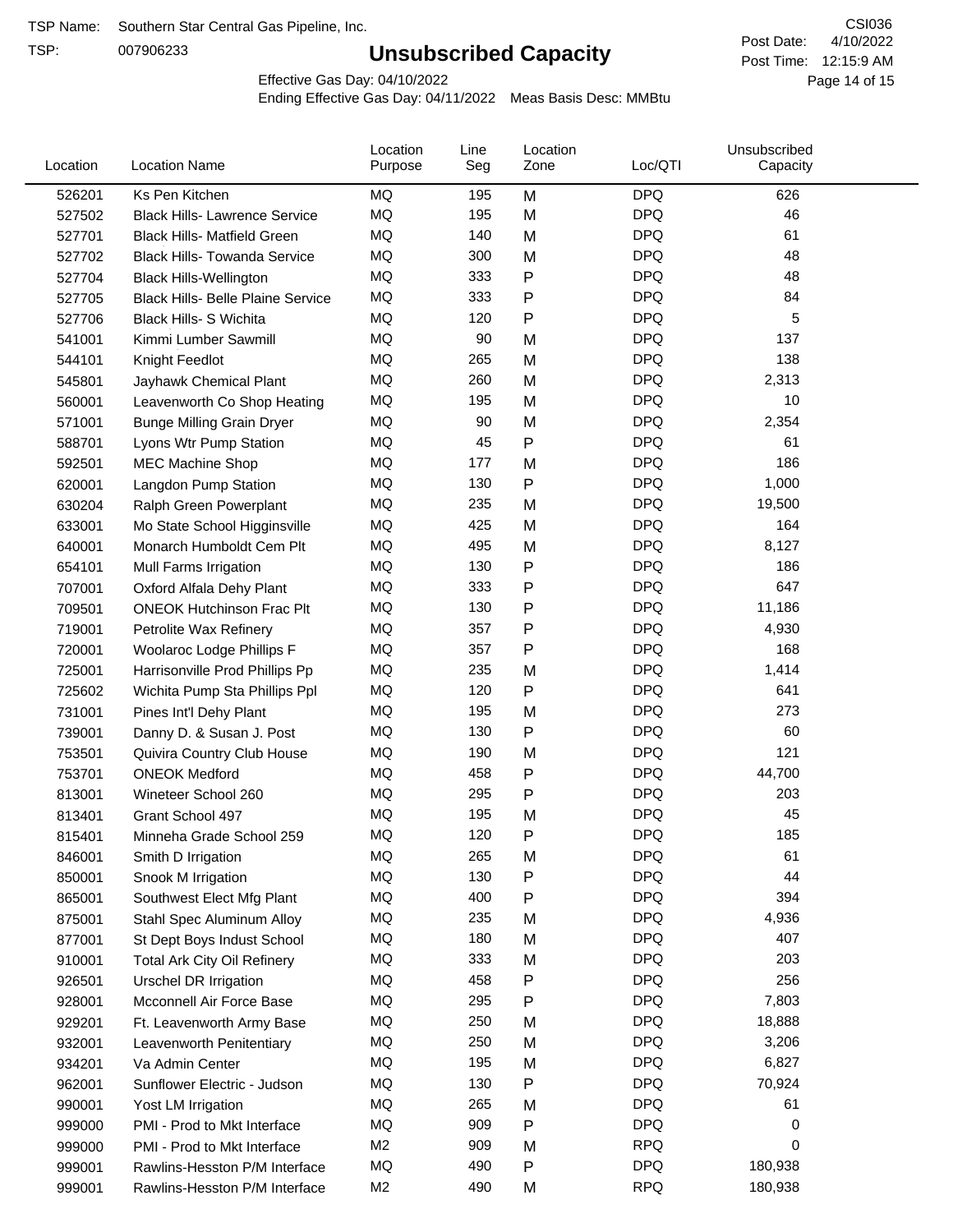TSP Name: Southern Star Central Gas Pipeline, Inc.
TSP: 007906233

# Unsubscribed Capacity

CSI036
Post Date: 4/10/2022
Post Time: 12:15:9 AM

Effective Gas Day: 04/10/2022
Ending Effective Gas Day: 04/11/2022 Meas Basis Desc: MMBtu

| Location | Location Name | Location Purpose | Line Seg | Location Zone | Loc/QTI | Unsubscribed Capacity |
|---|---|---|---|---|---|---|
| 526201 | Ks Pen Kitchen | MQ | 195 | M | DPQ | 626 |
| 527502 | Black Hills- Lawrence Service | MQ | 195 | M | DPQ | 46 |
| 527701 | Black Hills- Matfield Green | MQ | 140 | M | DPQ | 61 |
| 527702 | Black Hills- Towanda Service | MQ | 300 | M | DPQ | 48 |
| 527704 | Black Hills-Wellington | MQ | 333 | P | DPQ | 48 |
| 527705 | Black Hills- Belle Plaine Service | MQ | 333 | P | DPQ | 84 |
| 527706 | Black Hills- S Wichita | MQ | 120 | P | DPQ | 5 |
| 541001 | Kimmi Lumber Sawmill | MQ | 90 | M | DPQ | 137 |
| 544101 | Knight Feedlot | MQ | 265 | M | DPQ | 138 |
| 545801 | Jayhawk Chemical Plant | MQ | 260 | M | DPQ | 2,313 |
| 560001 | Leavenworth Co Shop Heating | MQ | 195 | M | DPQ | 10 |
| 571001 | Bunge Milling Grain Dryer | MQ | 90 | M | DPQ | 2,354 |
| 588701 | Lyons Wtr Pump Station | MQ | 45 | P | DPQ | 61 |
| 592501 | MEC Machine Shop | MQ | 177 | M | DPQ | 186 |
| 620001 | Langdon Pump Station | MQ | 130 | P | DPQ | 1,000 |
| 630204 | Ralph Green Powerplant | MQ | 235 | M | DPQ | 19,500 |
| 633001 | Mo State School Higginsville | MQ | 425 | M | DPQ | 164 |
| 640001 | Monarch Humboldt Cem Plt | MQ | 495 | M | DPQ | 8,127 |
| 654101 | Mull Farms Irrigation | MQ | 130 | P | DPQ | 186 |
| 707001 | Oxford Alfala Dehy Plant | MQ | 333 | P | DPQ | 647 |
| 709501 | ONEOK Hutchinson Frac Plt | MQ | 130 | P | DPQ | 11,186 |
| 719001 | Petrolite Wax Refinery | MQ | 357 | P | DPQ | 4,930 |
| 720001 | Woolaroc Lodge Phillips F | MQ | 357 | P | DPQ | 168 |
| 725001 | Harrisonville Prod Phillips Pp | MQ | 235 | M | DPQ | 1,414 |
| 725602 | Wichita Pump Sta Phillips Ppl | MQ | 120 | P | DPQ | 641 |
| 731001 | Pines Int'l Dehy Plant | MQ | 195 | M | DPQ | 273 |
| 739001 | Danny D. & Susan J. Post | MQ | 130 | P | DPQ | 60 |
| 753501 | Quivira Country Club House | MQ | 190 | M | DPQ | 121 |
| 753701 | ONEOK Medford | MQ | 458 | P | DPQ | 44,700 |
| 813001 | Wineteer School 260 | MQ | 295 | P | DPQ | 203 |
| 813401 | Grant School 497 | MQ | 195 | M | DPQ | 45 |
| 815401 | Minneha Grade School 259 | MQ | 120 | P | DPQ | 185 |
| 846001 | Smith D Irrigation | MQ | 265 | M | DPQ | 61 |
| 850001 | Snook M Irrigation | MQ | 130 | P | DPQ | 44 |
| 865001 | Southwest Elect Mfg Plant | MQ | 400 | P | DPQ | 394 |
| 875001 | Stahl Spec Aluminum Alloy | MQ | 235 | M | DPQ | 4,936 |
| 877001 | St Dept Boys Indust School | MQ | 180 | M | DPQ | 407 |
| 910001 | Total Ark City Oil Refinery | MQ | 333 | M | DPQ | 203 |
| 926501 | Urschel DR Irrigation | MQ | 458 | P | DPQ | 256 |
| 928001 | Mcconnell Air Force Base | MQ | 295 | P | DPQ | 7,803 |
| 929201 | Ft. Leavenworth Army Base | MQ | 250 | M | DPQ | 18,888 |
| 932001 | Leavenworth Penitentiary | MQ | 250 | M | DPQ | 3,206 |
| 934201 | Va Admin Center | MQ | 195 | M | DPQ | 6,827 |
| 962001 | Sunflower Electric - Judson | MQ | 130 | P | DPQ | 70,924 |
| 990001 | Yost LM Irrigation | MQ | 265 | M | DPQ | 61 |
| 999000 | PMI - Prod to Mkt Interface | MQ | 909 | P | DPQ | 0 |
| 999000 | PMI - Prod to Mkt Interface | M2 | 909 | M | RPQ | 0 |
| 999001 | Rawlins-Hesston P/M Interface | MQ | 490 | P | DPQ | 180,938 |
| 999001 | Rawlins-Hesston P/M Interface | M2 | 490 | M | RPQ | 180,938 |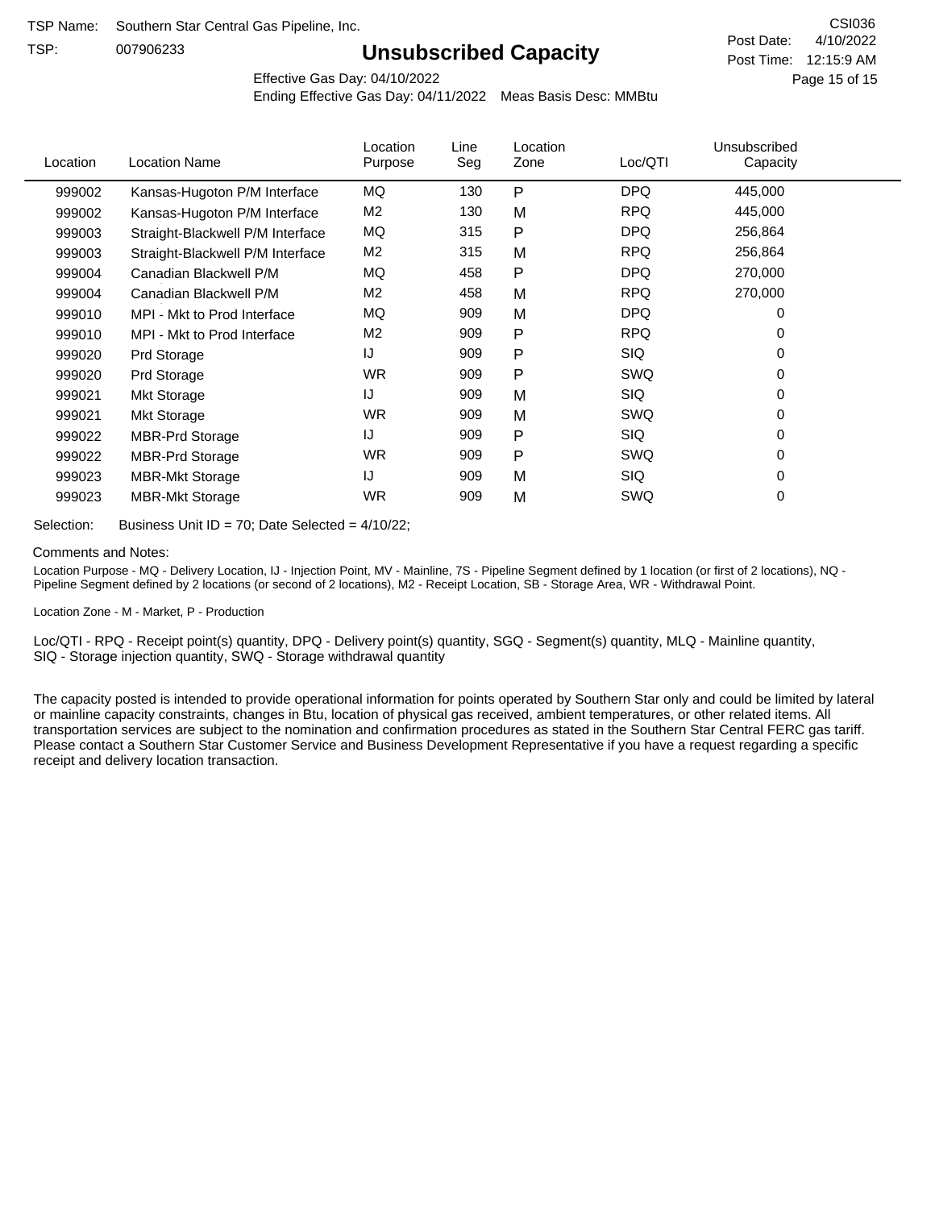TSP Name: Southern Star Central Gas Pipeline, Inc.

TSP: 007906233

CSI036

# Unsubscribed Capacity

Post Date: 4/10/2022

Post Time: 12:15:9 AM

Effective Gas Day: 04/10/2022

Ending Effective Gas Day: 04/11/2022 Meas Basis Desc: MMBtu

| Location | Location Name | Location Purpose | Line Seg | Location Zone | Loc/QTI | Unsubscribed Capacity |
|---|---|---|---|---|---|---|
| 999002 | Kansas-Hugoton P/M Interface | MQ | 130 | P | DPQ | 445,000 |
| 999002 | Kansas-Hugoton P/M Interface | M2 | 130 | M | RPQ | 445,000 |
| 999003 | Straight-Blackwell P/M Interface | MQ | 315 | P | DPQ | 256,864 |
| 999003 | Straight-Blackwell P/M Interface | M2 | 315 | M | RPQ | 256,864 |
| 999004 | Canadian Blackwell P/M | MQ | 458 | P | DPQ | 270,000 |
| 999004 | Canadian Blackwell P/M | M2 | 458 | M | RPQ | 270,000 |
| 999010 | MPI - Mkt to Prod Interface | MQ | 909 | M | DPQ | 0 |
| 999010 | MPI - Mkt to Prod Interface | M2 | 909 | P | RPQ | 0 |
| 999020 | Prd Storage | IJ | 909 | P | SIQ | 0 |
| 999020 | Prd Storage | WR | 909 | P | SWQ | 0 |
| 999021 | Mkt Storage | IJ | 909 | M | SIQ | 0 |
| 999021 | Mkt Storage | WR | 909 | M | SWQ | 0 |
| 999022 | MBR-Prd Storage | IJ | 909 | P | SIQ | 0 |
| 999022 | MBR-Prd Storage | WR | 909 | P | SWQ | 0 |
| 999023 | MBR-Mkt Storage | IJ | 909 | M | SIQ | 0 |
| 999023 | MBR-Mkt Storage | WR | 909 | M | SWQ | 0 |

Selection: Business Unit ID = 70; Date Selected = 4/10/22;

Comments and Notes:

Location Purpose - MQ - Delivery Location, IJ - Injection Point, MV - Mainline, 7S - Pipeline Segment defined by 1 location (or first of 2 locations), NQ - Pipeline Segment defined by 2 locations (or second of 2 locations), M2 - Receipt Location, SB - Storage Area, WR - Withdrawal Point.

Location Zone - M - Market, P - Production

Loc/QTI - RPQ - Receipt point(s) quantity, DPQ - Delivery point(s) quantity, SGQ - Segment(s) quantity, MLQ - Mainline quantity, SIQ - Storage injection quantity, SWQ - Storage withdrawal quantity

The capacity posted is intended to provide operational information for points operated by Southern Star only and could be limited by lateral or mainline capacity constraints, changes in Btu, location of physical gas received, ambient temperatures, or other related items. All transportation services are subject to the nomination and confirmation procedures as stated in the Southern Star Central FERC gas tariff. Please contact a Southern Star Customer Service and Business Development Representative if you have a request regarding a specific receipt and delivery location transaction.